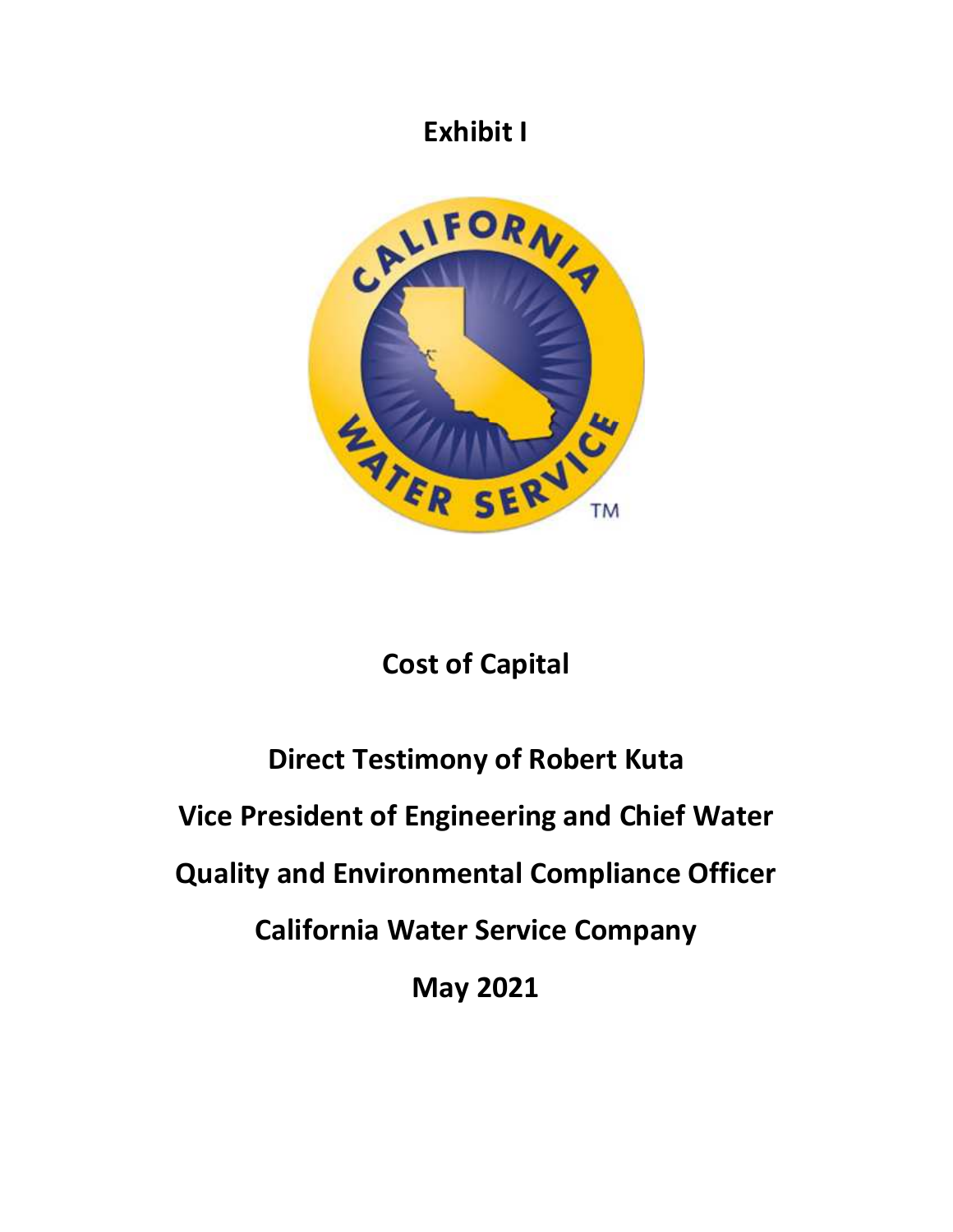# Exhibit I

## Cost of Capital

**Direct Testimony of Robert Kuta**

**Vice President of Engineering and Chief Water Quality and Environmental Compliance Officer**

**California Water Service Company**

**May 2021**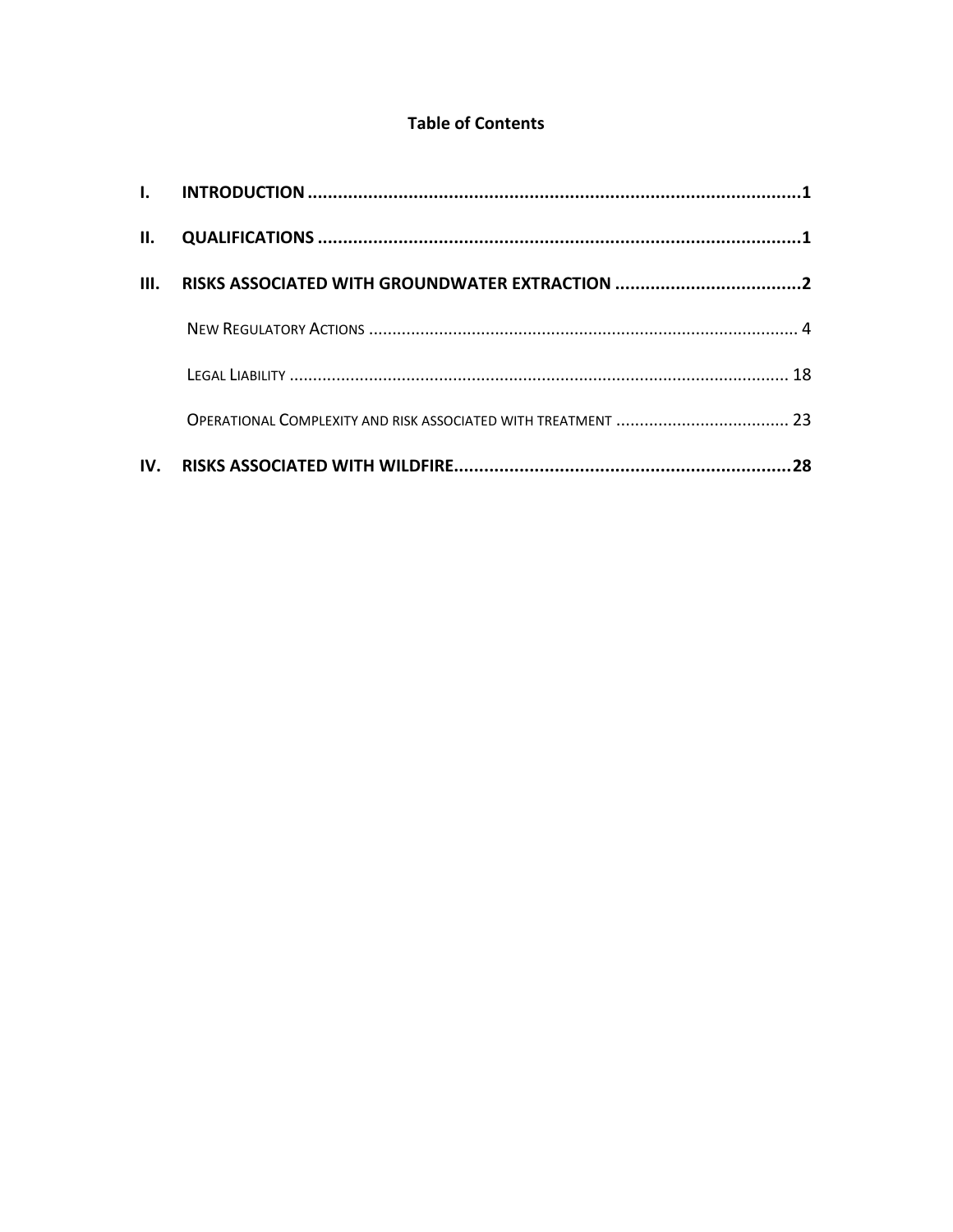**Table of Contents**

**I. INTRODUCTION ..................................................................................................1**

**II. QUALIFICATIONS ................................................................................................1**

**III. RISKS ASSOCIATED WITH GROUNDWATER EXTRACTION .....................................2**

NEW REGULATORY ACTIONS .......................................................................................... 4

LEGAL LIABILITY ........................................................................................................ 18

OPERATIONAL COMPLEXITY AND RISK ASSOCIATED WITH TREATMENT ..................................... 23

**IV. RISKS ASSOCIATED WITH WILDFIRE..................................................................28**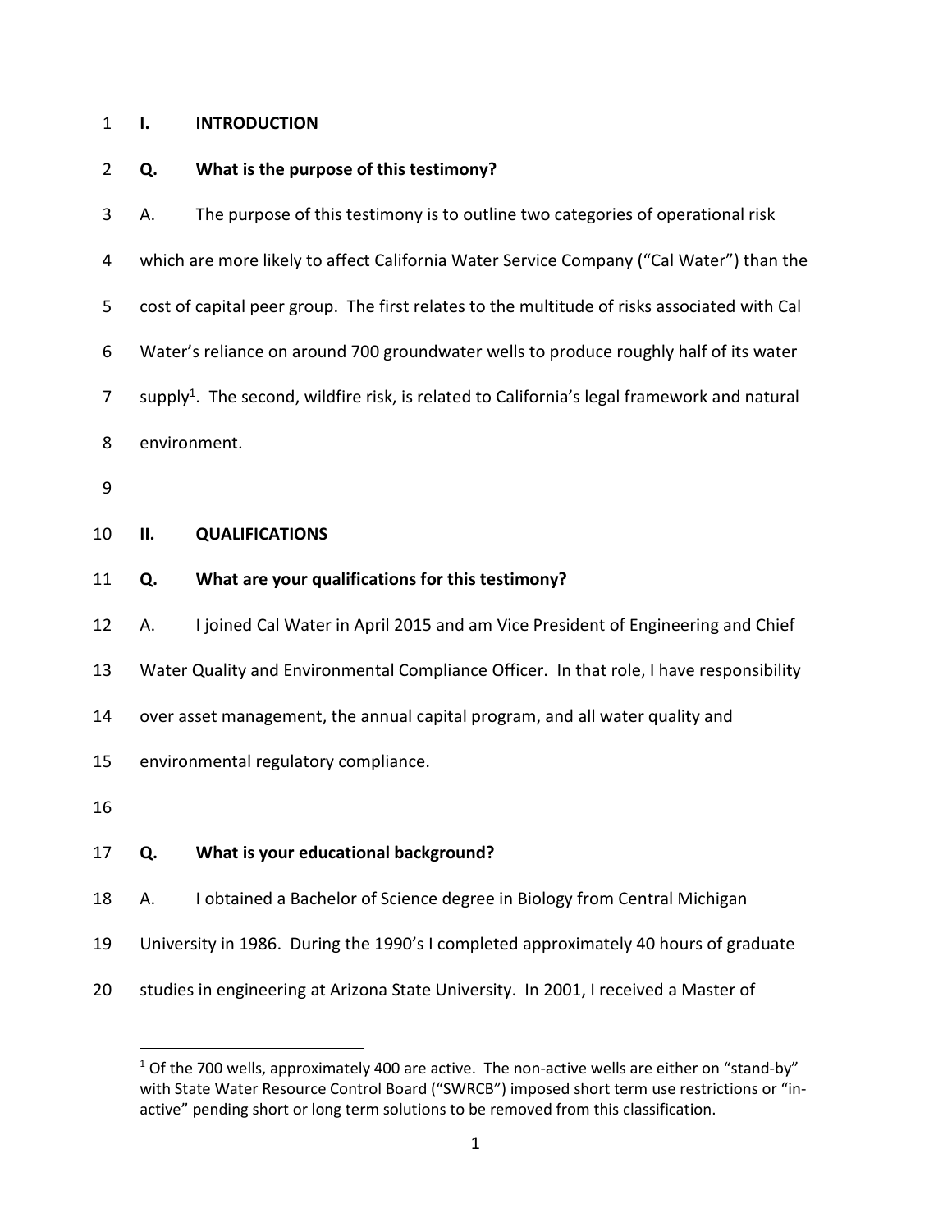## I. INTRODUCTION

**Q. What is the purpose of this testimony?**

A. The purpose of this testimony is to outline two categories of operational risk which are more likely to affect California Water Service Company ("Cal Water") than the cost of capital peer group. The first relates to the multitude of risks associated with Cal Water's reliance on around 700 groundwater wells to produce roughly half of its water supply[1]. The second, wildfire risk, is related to California's legal framework and natural environment.

## II. QUALIFICATIONS

**Q. What are your qualifications for this testimony?**

A. I joined Cal Water in April 2015 and am Vice President of Engineering and Chief Water Quality and Environmental Compliance Officer. In that role, I have responsibility over asset management, the annual capital program, and all water quality and environmental regulatory compliance.

**Q. What is your educational background?**

A. I obtained a Bachelor of Science degree in Biology from Central Michigan University in 1986. During the 1990's I completed approximately 40 hours of graduate studies in engineering at Arizona State University. In 2001, I received a Master of

---

[1] Of the 700 wells, approximately 400 are active. The non-active wells are either on "stand-by" with State Water Resource Control Board ("SWRCB") imposed short term use restrictions or "in-active" pending short or long term solutions to be removed from this classification.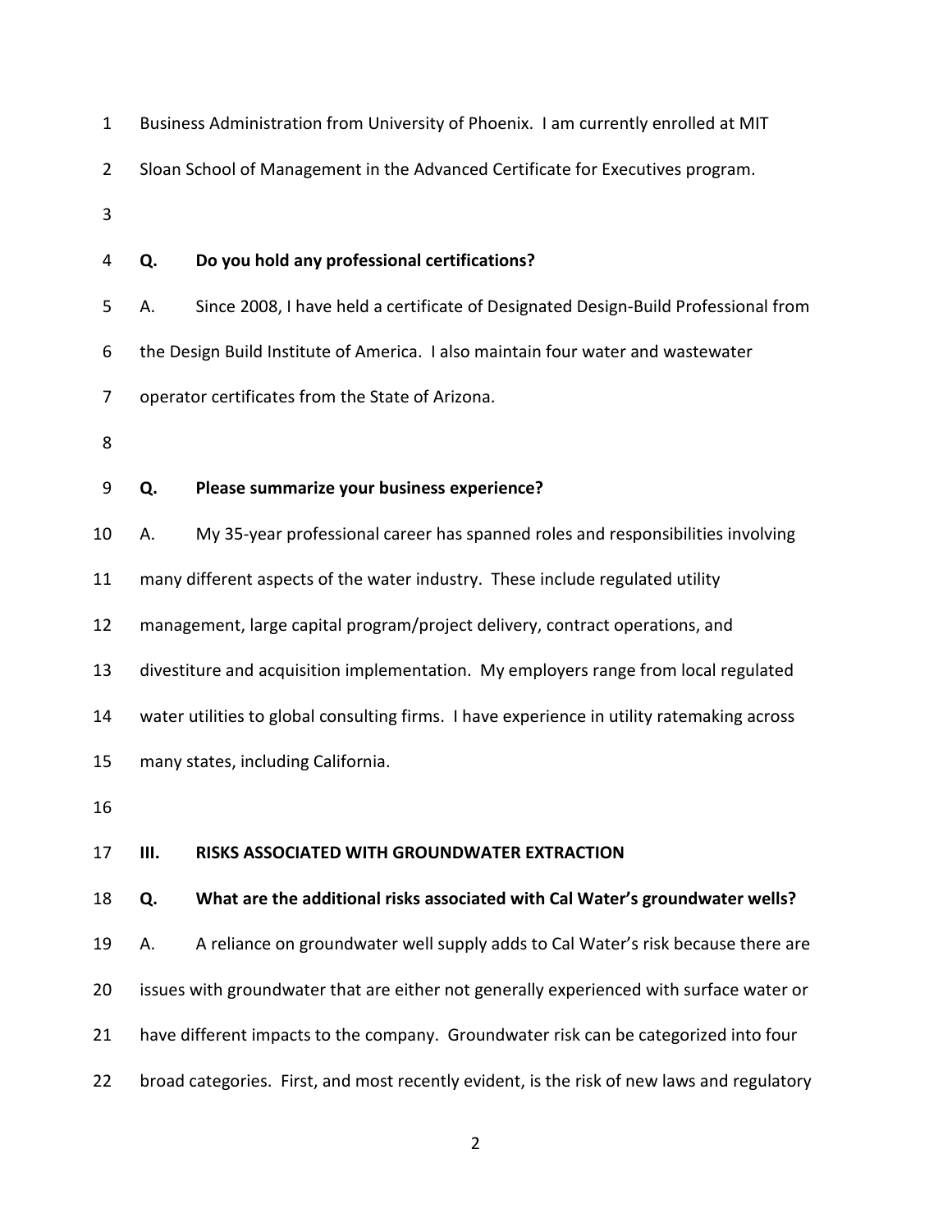Business Administration from University of Phoenix. I am currently enrolled at MIT Sloan School of Management in the Advanced Certificate for Executives program.

**Q. Do you hold any professional certifications?**

A. Since 2008, I have held a certificate of Designated Design-Build Professional from the Design Build Institute of America. I also maintain four water and wastewater operator certificates from the State of Arizona.

**Q. Please summarize your business experience?**

A. My 35-year professional career has spanned roles and responsibilities involving many different aspects of the water industry. These include regulated utility management, large capital program/project delivery, contract operations, and divestiture and acquisition implementation. My employers range from local regulated water utilities to global consulting firms. I have experience in utility ratemaking across many states, including California.

## III. RISKS ASSOCIATED WITH GROUNDWATER EXTRACTION

**Q. What are the additional risks associated with Cal Water's groundwater wells?**

A. A reliance on groundwater well supply adds to Cal Water's risk because there are issues with groundwater that are either not generally experienced with surface water or have different impacts to the company. Groundwater risk can be categorized into four broad categories. First, and most recently evident, is the risk of new laws and regulatory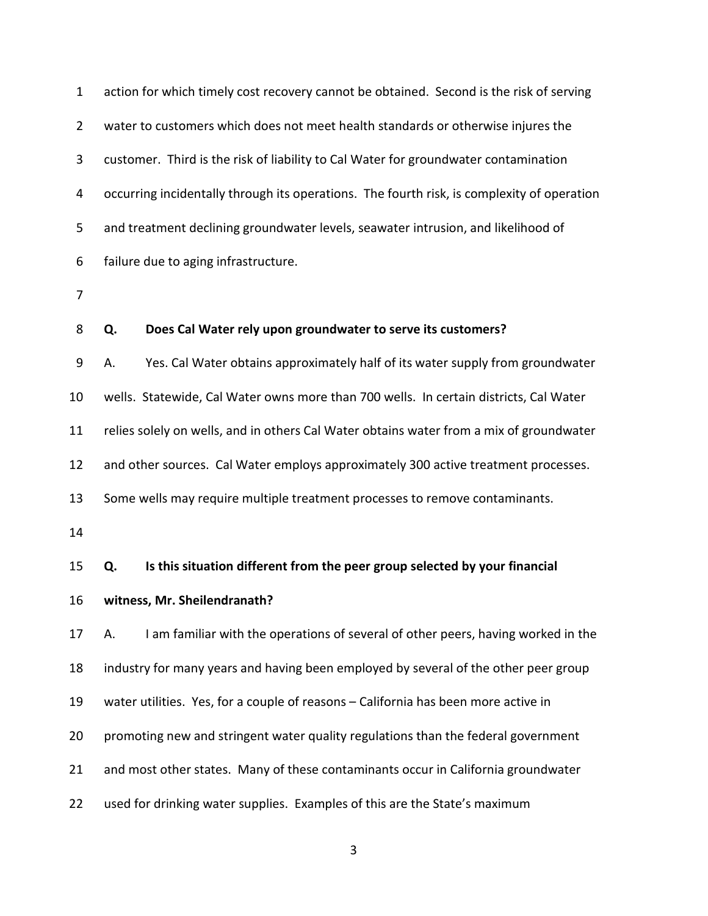action for which timely cost recovery cannot be obtained. Second is the risk of serving water to customers which does not meet health standards or otherwise injures the customer. Third is the risk of liability to Cal Water for groundwater contamination occurring incidentally through its operations. The fourth risk, is complexity of operation and treatment declining groundwater levels, seawater intrusion, and likelihood of failure due to aging infrastructure.

**Q. Does Cal Water rely upon groundwater to serve its customers?**

A. Yes. Cal Water obtains approximately half of its water supply from groundwater wells. Statewide, Cal Water owns more than 700 wells. In certain districts, Cal Water relies solely on wells, and in others Cal Water obtains water from a mix of groundwater and other sources. Cal Water employs approximately 300 active treatment processes. Some wells may require multiple treatment processes to remove contaminants.

**Q. Is this situation different from the peer group selected by your financial witness, Mr. Sheilendranath?**

A. I am familiar with the operations of several of other peers, having worked in the industry for many years and having been employed by several of the other peer group water utilities. Yes, for a couple of reasons – California has been more active in promoting new and stringent water quality regulations than the federal government and most other states. Many of these contaminants occur in California groundwater used for drinking water supplies. Examples of this are the State's maximum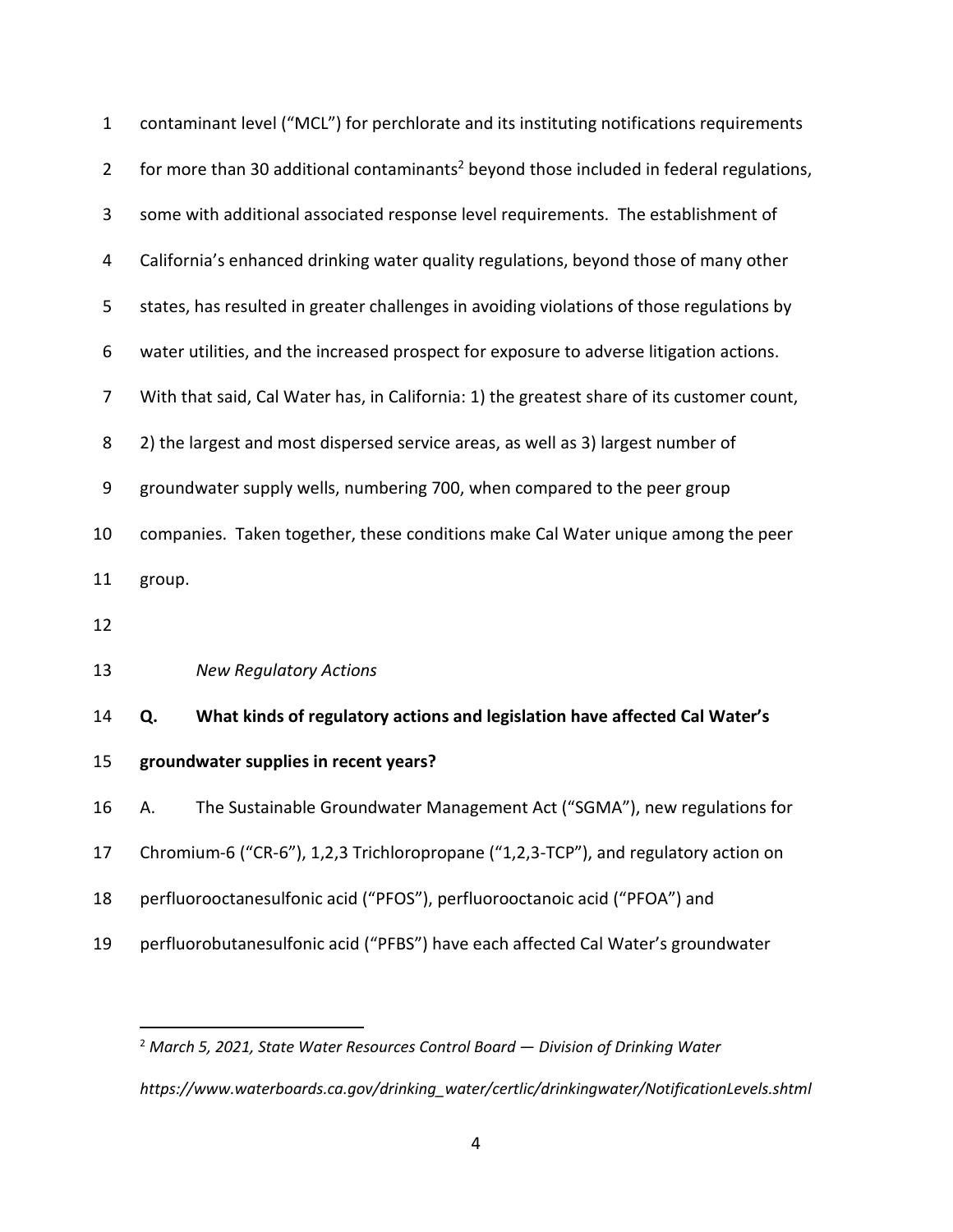contaminant level ("MCL") for perchlorate and its instituting notifications requirements for more than 30 additional contaminants[2] beyond those included in federal regulations, some with additional associated response level requirements. The establishment of California's enhanced drinking water quality regulations, beyond those of many other states, has resulted in greater challenges in avoiding violations of those regulations by water utilities, and the increased prospect for exposure to adverse litigation actions. With that said, Cal Water has, in California: 1) the greatest share of its customer count, 2) the largest and most dispersed service areas, as well as 3) largest number of groundwater supply wells, numbering 700, when compared to the peer group companies. Taken together, these conditions make Cal Water unique among the peer group.

*New Regulatory Actions*

**Q. What kinds of regulatory actions and legislation have affected Cal Water's groundwater supplies in recent years?**

A. The Sustainable Groundwater Management Act ("SGMA"), new regulations for Chromium-6 ("CR-6"), 1,2,3 Trichloropropane ("1,2,3-TCP"), and regulatory action on perfluorooctanesulfonic acid ("PFOS"), perfluorooctanoic acid ("PFOA") and perfluorobutanesulfonic acid ("PFBS") have each affected Cal Water's groundwater

---

[2] *March 5, 2021, State Water Resources Control Board — Division of Drinking Water https://www.waterboards.ca.gov/drinking_water/certlic/drinkingwater/NotificationLevels.shtml*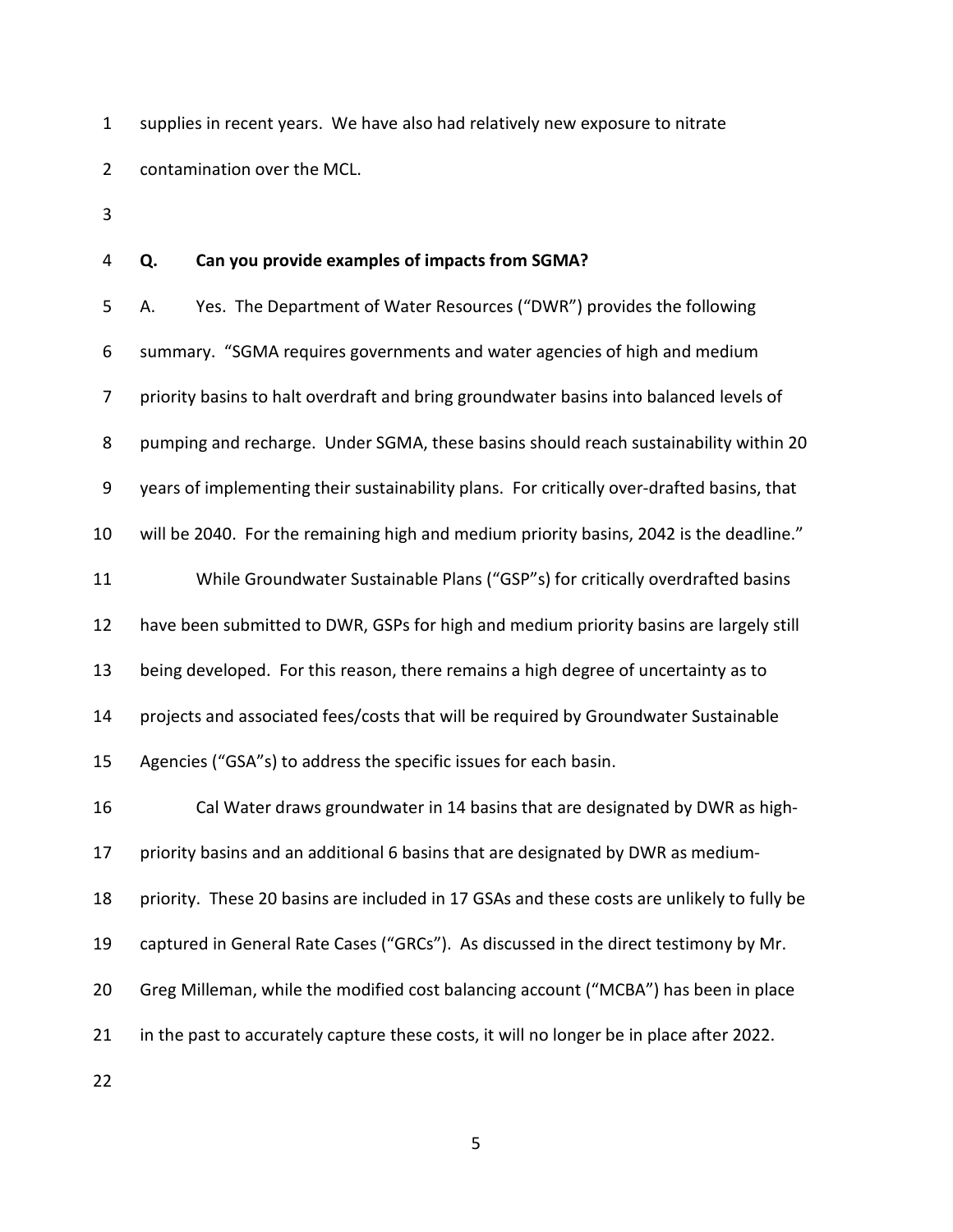supplies in recent years. We have also had relatively new exposure to nitrate contamination over the MCL.

**Q. Can you provide examples of impacts from SGMA?**

A. Yes. The Department of Water Resources ("DWR") provides the following summary. "SGMA requires governments and water agencies of high and medium priority basins to halt overdraft and bring groundwater basins into balanced levels of pumping and recharge. Under SGMA, these basins should reach sustainability within 20 years of implementing their sustainability plans. For critically over-drafted basins, that will be 2040. For the remaining high and medium priority basins, 2042 is the deadline."

While Groundwater Sustainable Plans ("GSP"s) for critically overdrafted basins have been submitted to DWR, GSPs for high and medium priority basins are largely still being developed. For this reason, there remains a high degree of uncertainty as to projects and associated fees/costs that will be required by Groundwater Sustainable Agencies ("GSA"s) to address the specific issues for each basin.

Cal Water draws groundwater in 14 basins that are designated by DWR as high-priority basins and an additional 6 basins that are designated by DWR as medium-priority. These 20 basins are included in 17 GSAs and these costs are unlikely to fully be captured in General Rate Cases ("GRCs"). As discussed in the direct testimony by Mr. Greg Milleman, while the modified cost balancing account ("MCBA") has been in place in the past to accurately capture these costs, it will no longer be in place after 2022.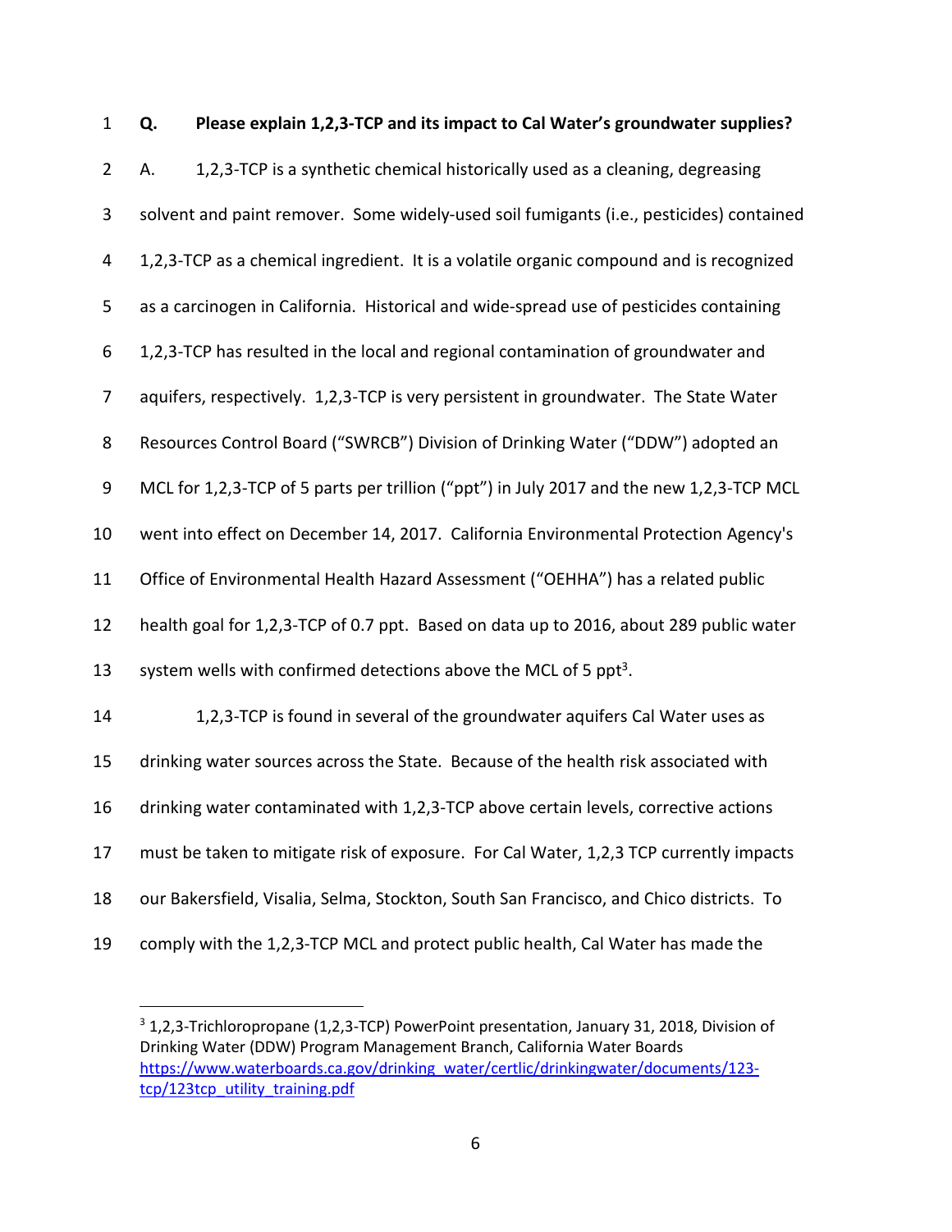**Q. Please explain 1,2,3-TCP and its impact to Cal Water's groundwater supplies?**

A. 1,2,3-TCP is a synthetic chemical historically used as a cleaning, degreasing solvent and paint remover. Some widely-used soil fumigants (i.e., pesticides) contained 1,2,3-TCP as a chemical ingredient. It is a volatile organic compound and is recognized as a carcinogen in California. Historical and wide-spread use of pesticides containing 1,2,3-TCP has resulted in the local and regional contamination of groundwater and aquifers, respectively. 1,2,3-TCP is very persistent in groundwater. The State Water Resources Control Board ("SWRCB") Division of Drinking Water ("DDW") adopted an MCL for 1,2,3-TCP of 5 parts per trillion ("ppt") in July 2017 and the new 1,2,3-TCP MCL went into effect on December 14, 2017. California Environmental Protection Agency's Office of Environmental Health Hazard Assessment ("OEHHA") has a related public health goal for 1,2,3-TCP of 0.7 ppt. Based on data up to 2016, about 289 public water system wells with confirmed detections above the MCL of 5 ppt[3].

1,2,3-TCP is found in several of the groundwater aquifers Cal Water uses as drinking water sources across the State. Because of the health risk associated with drinking water contaminated with 1,2,3-TCP above certain levels, corrective actions must be taken to mitigate risk of exposure. For Cal Water, 1,2,3 TCP currently impacts our Bakersfield, Visalia, Selma, Stockton, South San Francisco, and Chico districts. To comply with the 1,2,3-TCP MCL and protect public health, Cal Water has made the

---

[3] 1,2,3-Trichloropropane (1,2,3-TCP) PowerPoint presentation, January 31, 2018, Division of Drinking Water (DDW) Program Management Branch, California Water Boards https://www.waterboards.ca.gov/drinking_water/certlic/drinkingwater/documents/123-tcp/123tcp_utility_training.pdf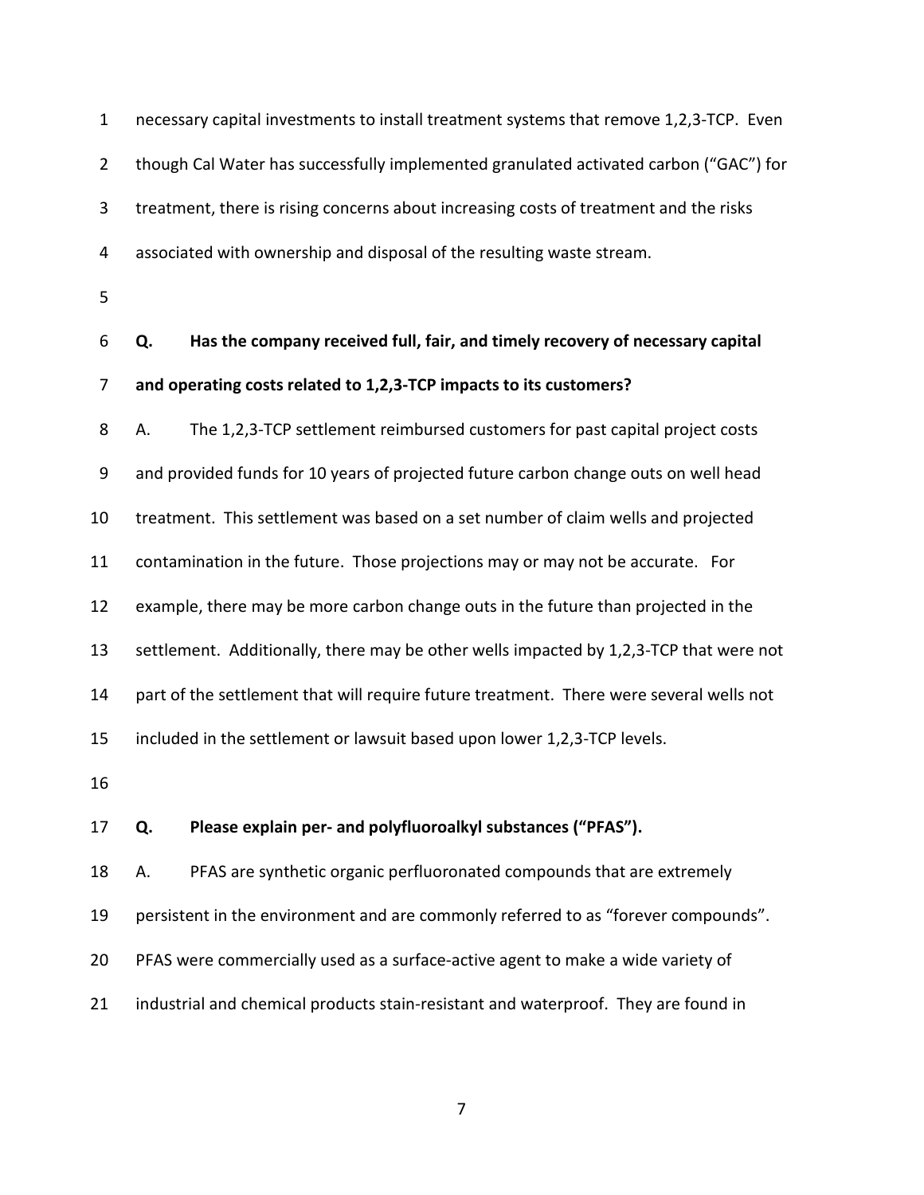necessary capital investments to install treatment systems that remove 1,2,3-TCP. Even though Cal Water has successfully implemented granulated activated carbon ("GAC") for treatment, there is rising concerns about increasing costs of treatment and the risks associated with ownership and disposal of the resulting waste stream.

**Q. Has the company received full, fair, and timely recovery of necessary capital and operating costs related to 1,2,3-TCP impacts to its customers?**

A. The 1,2,3-TCP settlement reimbursed customers for past capital project costs and provided funds for 10 years of projected future carbon change outs on well head treatment. This settlement was based on a set number of claim wells and projected contamination in the future. Those projections may or may not be accurate. For example, there may be more carbon change outs in the future than projected in the settlement. Additionally, there may be other wells impacted by 1,2,3-TCP that were not part of the settlement that will require future treatment. There were several wells not included in the settlement or lawsuit based upon lower 1,2,3-TCP levels.

**Q. Please explain per- and polyfluoroalkyl substances ("PFAS").**

A. PFAS are synthetic organic perfluoronated compounds that are extremely persistent in the environment and are commonly referred to as "forever compounds". PFAS were commercially used as a surface-active agent to make a wide variety of industrial and chemical products stain-resistant and waterproof. They are found in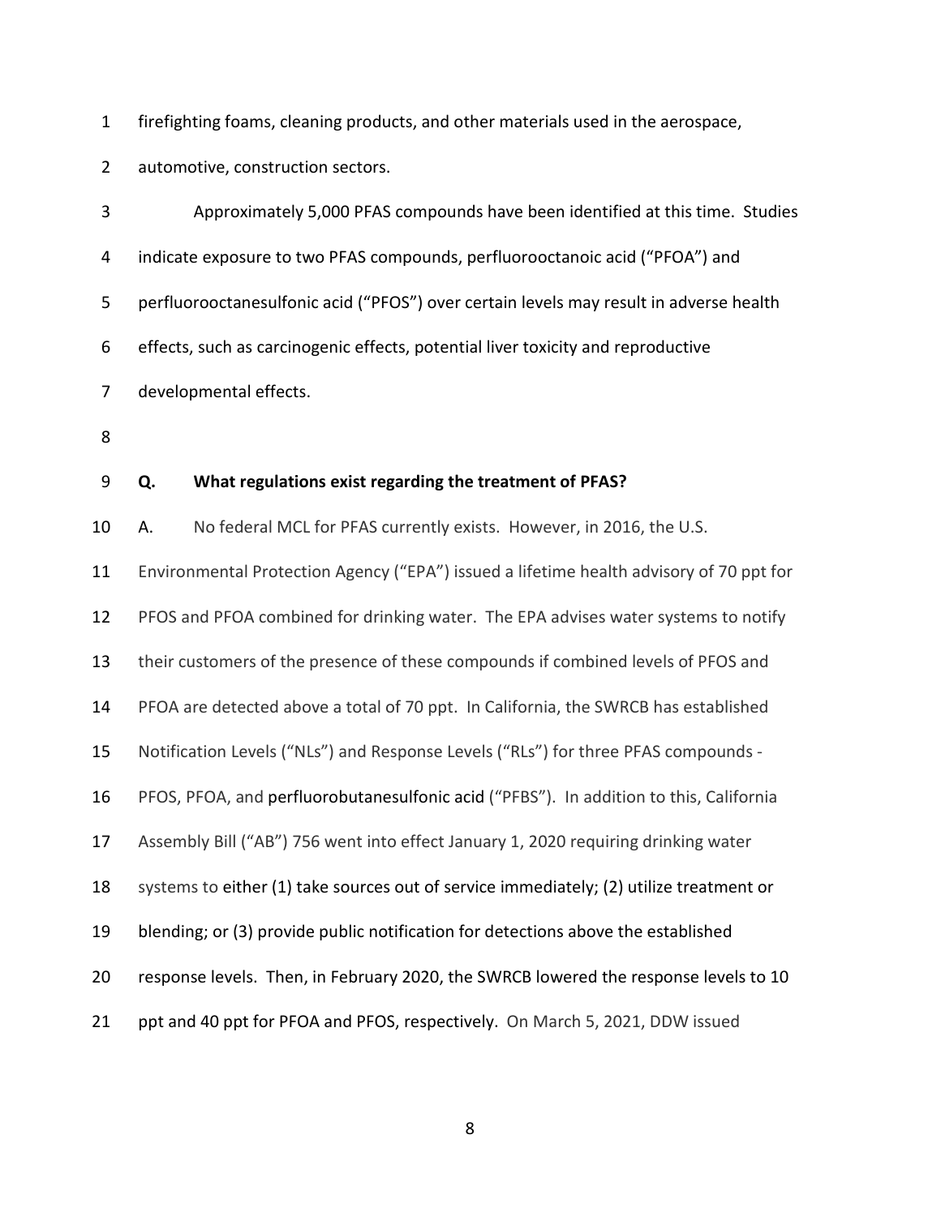firefighting foams, cleaning products, and other materials used in the aerospace, automotive, construction sectors.

Approximately 5,000 PFAS compounds have been identified at this time. Studies indicate exposure to two PFAS compounds, perfluorooctanoic acid ("PFOA") and perfluorooctanesulfonic acid ("PFOS") over certain levels may result in adverse health effects, such as carcinogenic effects, potential liver toxicity and reproductive developmental effects.

**Q. What regulations exist regarding the treatment of PFAS?**

A. No federal MCL for PFAS currently exists. However, in 2016, the U.S. Environmental Protection Agency ("EPA") issued a lifetime health advisory of 70 ppt for PFOS and PFOA combined for drinking water. The EPA advises water systems to notify their customers of the presence of these compounds if combined levels of PFOS and PFOA are detected above a total of 70 ppt. In California, the SWRCB has established Notification Levels ("NLs") and Response Levels ("RLs") for three PFAS compounds - PFOS, PFOA, and perfluorobutanesulfonic acid ("PFBS"). In addition to this, California Assembly Bill ("AB") 756 went into effect January 1, 2020 requiring drinking water systems to either (1) take sources out of service immediately; (2) utilize treatment or blending; or (3) provide public notification for detections above the established response levels. Then, in February 2020, the SWRCB lowered the response levels to 10 ppt and 40 ppt for PFOA and PFOS, respectively. On March 5, 2021, DDW issued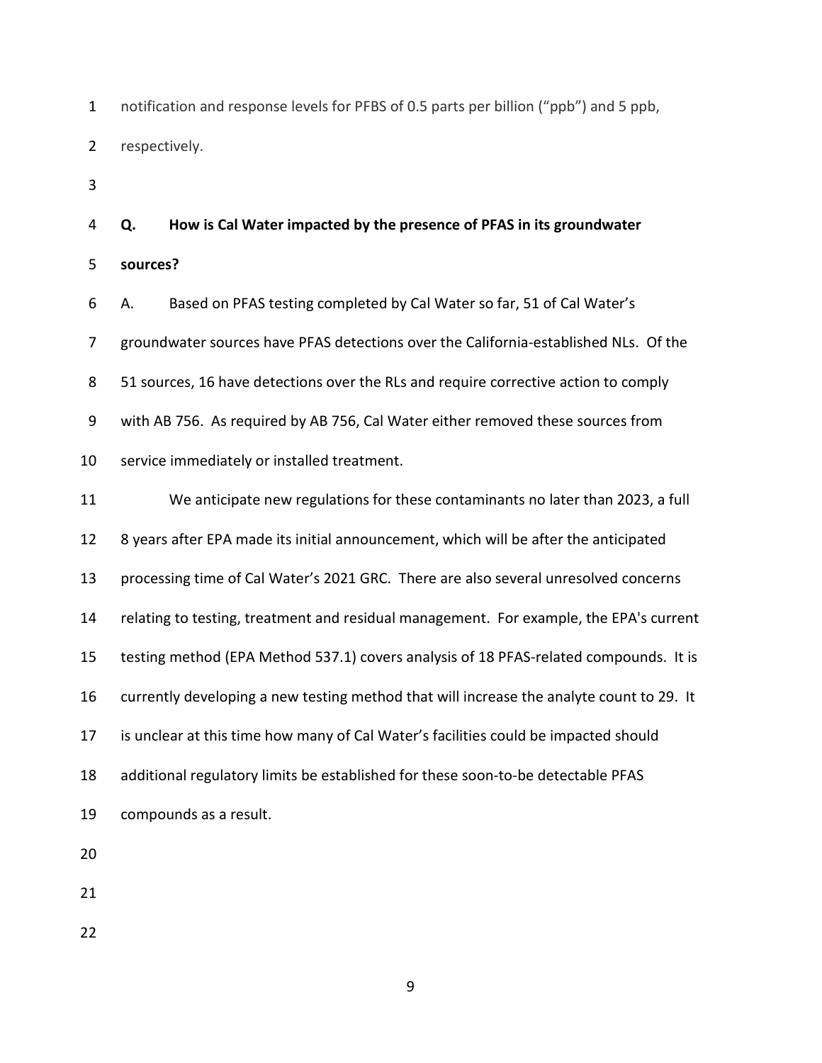notification and response levels for PFBS of 0.5 parts per billion ("ppb") and 5 ppb, respectively.

**Q. How is Cal Water impacted by the presence of PFAS in its groundwater sources?**

A. Based on PFAS testing completed by Cal Water so far, 51 of Cal Water's groundwater sources have PFAS detections over the California-established NLs. Of the 51 sources, 16 have detections over the RLs and require corrective action to comply with AB 756. As required by AB 756, Cal Water either removed these sources from service immediately or installed treatment.

We anticipate new regulations for these contaminants no later than 2023, a full 8 years after EPA made its initial announcement, which will be after the anticipated processing time of Cal Water's 2021 GRC. There are also several unresolved concerns relating to testing, treatment and residual management. For example, the EPA's current testing method (EPA Method 537.1) covers analysis of 18 PFAS-related compounds. It is currently developing a new testing method that will increase the analyte count to 29. It is unclear at this time how many of Cal Water's facilities could be impacted should additional regulatory limits be established for these soon-to-be detectable PFAS compounds as a result.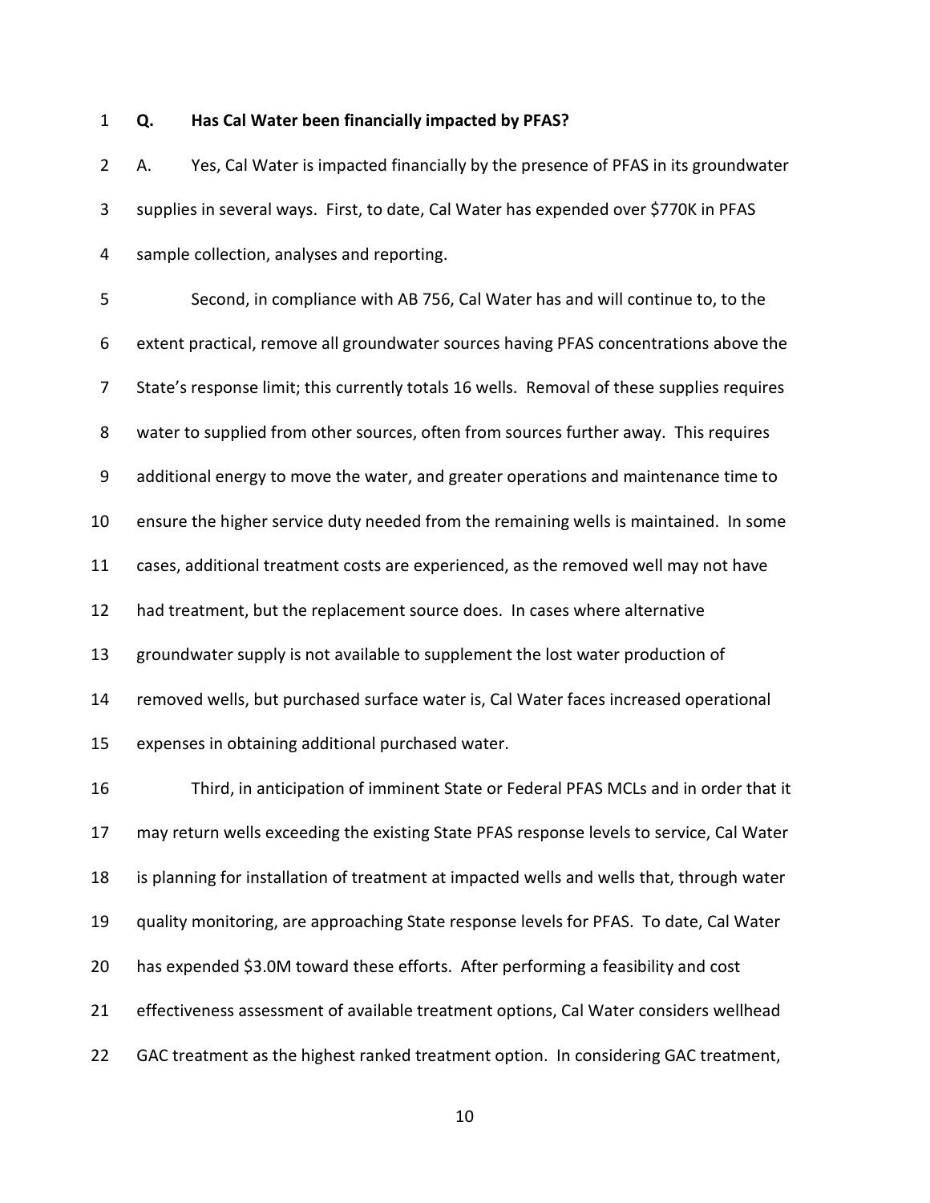**Q. Has Cal Water been financially impacted by PFAS?**

A. Yes, Cal Water is impacted financially by the presence of PFAS in its groundwater supplies in several ways. First, to date, Cal Water has expended over $770K in PFAS sample collection, analyses and reporting.

Second, in compliance with AB 756, Cal Water has and will continue to, to the extent practical, remove all groundwater sources having PFAS concentrations above the State's response limit; this currently totals 16 wells. Removal of these supplies requires water to supplied from other sources, often from sources further away. This requires additional energy to move the water, and greater operations and maintenance time to ensure the higher service duty needed from the remaining wells is maintained. In some cases, additional treatment costs are experienced, as the removed well may not have had treatment, but the replacement source does. In cases where alternative groundwater supply is not available to supplement the lost water production of removed wells, but purchased surface water is, Cal Water faces increased operational expenses in obtaining additional purchased water.

Third, in anticipation of imminent State or Federal PFAS MCLs and in order that it may return wells exceeding the existing State PFAS response levels to service, Cal Water is planning for installation of treatment at impacted wells and wells that, through water quality monitoring, are approaching State response levels for PFAS. To date, Cal Water has expended $3.0M toward these efforts. After performing a feasibility and cost effectiveness assessment of available treatment options, Cal Water considers wellhead GAC treatment as the highest ranked treatment option. In considering GAC treatment,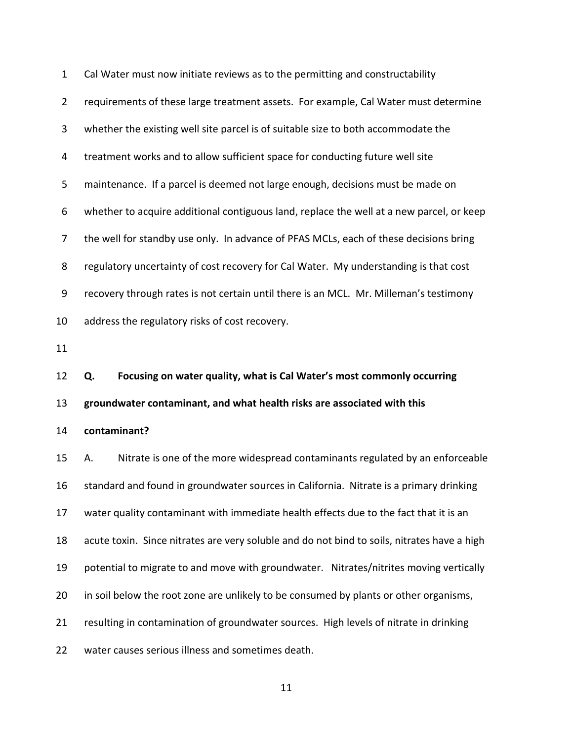Cal Water must now initiate reviews as to the permitting and constructability requirements of these large treatment assets. For example, Cal Water must determine whether the existing well site parcel is of suitable size to both accommodate the treatment works and to allow sufficient space for conducting future well site maintenance. If a parcel is deemed not large enough, decisions must be made on whether to acquire additional contiguous land, replace the well at a new parcel, or keep the well for standby use only. In advance of PFAS MCLs, each of these decisions bring regulatory uncertainty of cost recovery for Cal Water. My understanding is that cost recovery through rates is not certain until there is an MCL. Mr. Milleman's testimony address the regulatory risks of cost recovery.

**Q. Focusing on water quality, what is Cal Water's most commonly occurring groundwater contaminant, and what health risks are associated with this contaminant?**

A. Nitrate is one of the more widespread contaminants regulated by an enforceable standard and found in groundwater sources in California. Nitrate is a primary drinking water quality contaminant with immediate health effects due to the fact that it is an acute toxin. Since nitrates are very soluble and do not bind to soils, nitrates have a high potential to migrate to and move with groundwater. Nitrates/nitrites moving vertically in soil below the root zone are unlikely to be consumed by plants or other organisms, resulting in contamination of groundwater sources. High levels of nitrate in drinking water causes serious illness and sometimes death.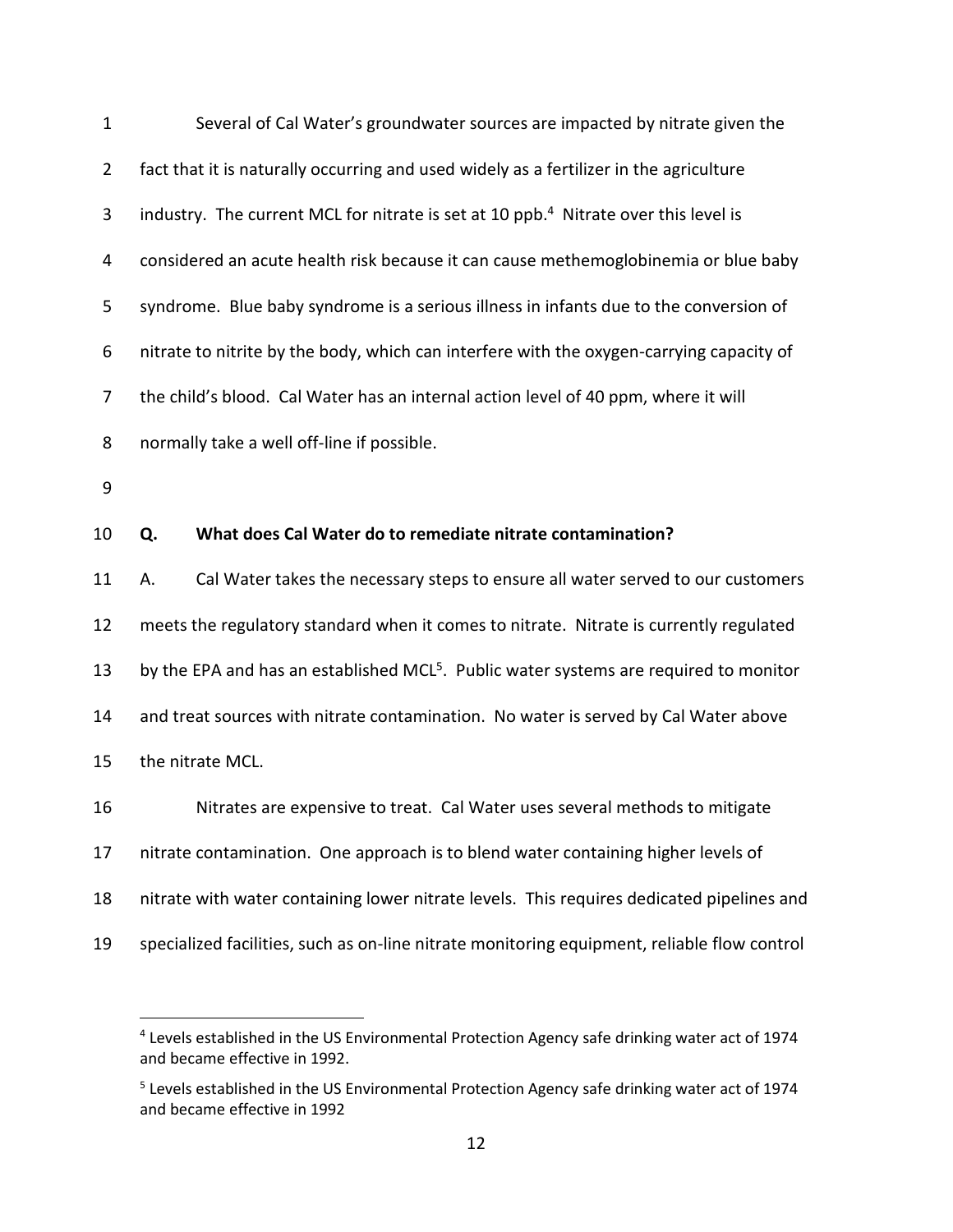Several of Cal Water's groundwater sources are impacted by nitrate given the fact that it is naturally occurring and used widely as a fertilizer in the agriculture industry. The current MCL for nitrate is set at 10 ppb.[4] Nitrate over this level is considered an acute health risk because it can cause methemoglobinemia or blue baby syndrome. Blue baby syndrome is a serious illness in infants due to the conversion of nitrate to nitrite by the body, which can interfere with the oxygen-carrying capacity of the child's blood. Cal Water has an internal action level of 40 ppm, where it will normally take a well off-line if possible.

**Q. What does Cal Water do to remediate nitrate contamination?**

A. Cal Water takes the necessary steps to ensure all water served to our customers meets the regulatory standard when it comes to nitrate. Nitrate is currently regulated by the EPA and has an established MCL[5]. Public water systems are required to monitor and treat sources with nitrate contamination. No water is served by Cal Water above the nitrate MCL.

Nitrates are expensive to treat. Cal Water uses several methods to mitigate nitrate contamination. One approach is to blend water containing higher levels of nitrate with water containing lower nitrate levels. This requires dedicated pipelines and specialized facilities, such as on-line nitrate monitoring equipment, reliable flow control

---

[4] Levels established in the US Environmental Protection Agency safe drinking water act of 1974 and became effective in 1992.

[5] Levels established in the US Environmental Protection Agency safe drinking water act of 1974 and became effective in 1992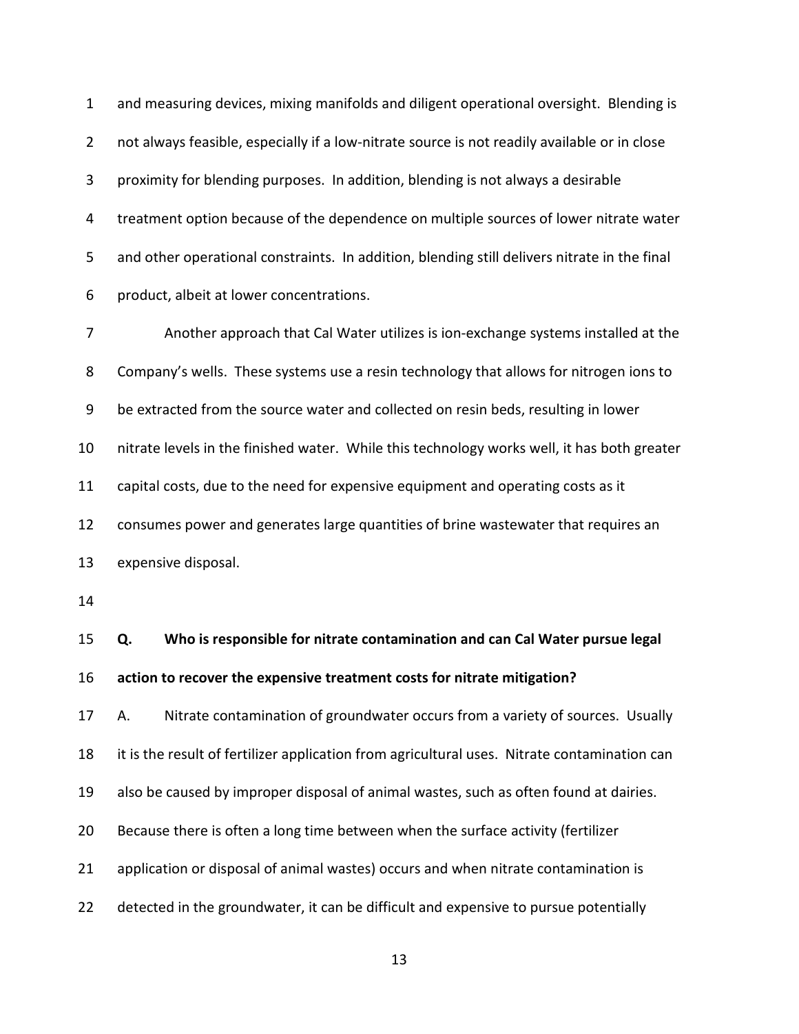and measuring devices, mixing manifolds and diligent operational oversight. Blending is not always feasible, especially if a low-nitrate source is not readily available or in close proximity for blending purposes. In addition, blending is not always a desirable treatment option because of the dependence on multiple sources of lower nitrate water and other operational constraints. In addition, blending still delivers nitrate in the final product, albeit at lower concentrations.

Another approach that Cal Water utilizes is ion-exchange systems installed at the Company's wells. These systems use a resin technology that allows for nitrogen ions to be extracted from the source water and collected on resin beds, resulting in lower nitrate levels in the finished water. While this technology works well, it has both greater capital costs, due to the need for expensive equipment and operating costs as it consumes power and generates large quantities of brine wastewater that requires an expensive disposal.

**Q. Who is responsible for nitrate contamination and can Cal Water pursue legal action to recover the expensive treatment costs for nitrate mitigation?**

A. Nitrate contamination of groundwater occurs from a variety of sources. Usually it is the result of fertilizer application from agricultural uses. Nitrate contamination can also be caused by improper disposal of animal wastes, such as often found at dairies. Because there is often a long time between when the surface activity (fertilizer application or disposal of animal wastes) occurs and when nitrate contamination is detected in the groundwater, it can be difficult and expensive to pursue potentially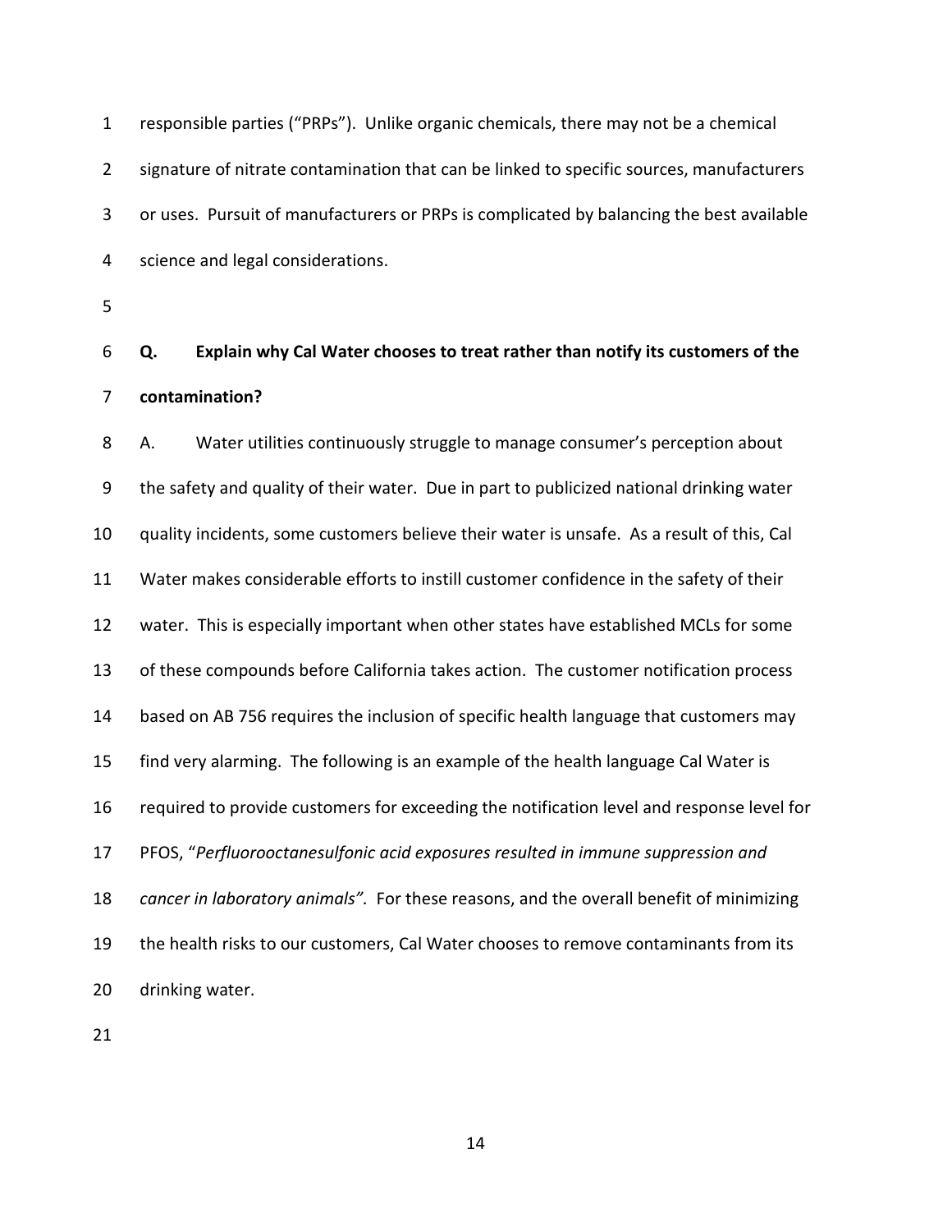responsible parties ("PRPs"). Unlike organic chemicals, there may not be a chemical signature of nitrate contamination that can be linked to specific sources, manufacturers or uses. Pursuit of manufacturers or PRPs is complicated by balancing the best available science and legal considerations.

**Q. Explain why Cal Water chooses to treat rather than notify its customers of the contamination?**

A. Water utilities continuously struggle to manage consumer's perception about the safety and quality of their water. Due in part to publicized national drinking water quality incidents, some customers believe their water is unsafe. As a result of this, Cal Water makes considerable efforts to instill customer confidence in the safety of their water. This is especially important when other states have established MCLs for some of these compounds before California takes action. The customer notification process based on AB 756 requires the inclusion of specific health language that customers may find very alarming. The following is an example of the health language Cal Water is required to provide customers for exceeding the notification level and response level for PFOS, "*Perfluorooctanesulfonic acid exposures resulted in immune suppression and cancer in laboratory animals".* For these reasons, and the overall benefit of minimizing the health risks to our customers, Cal Water chooses to remove contaminants from its drinking water.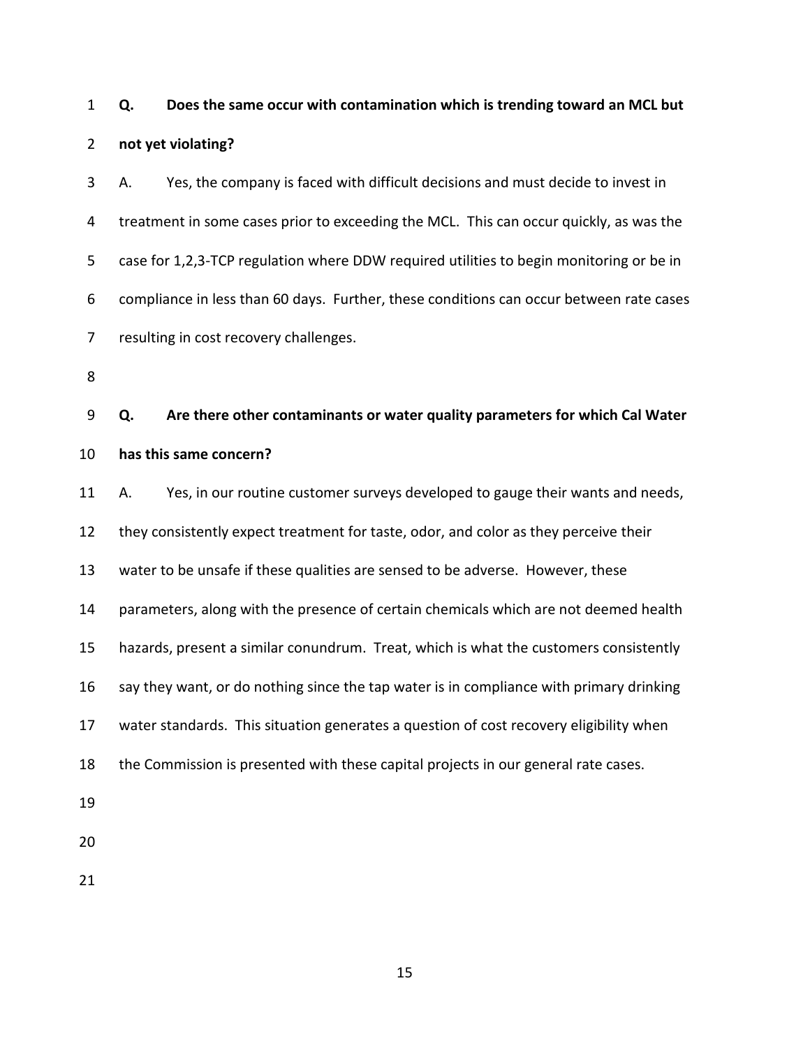**Q. Does the same occur with contamination which is trending toward an MCL but not yet violating?**

A. Yes, the company is faced with difficult decisions and must decide to invest in treatment in some cases prior to exceeding the MCL. This can occur quickly, as was the case for 1,2,3-TCP regulation where DDW required utilities to begin monitoring or be in compliance in less than 60 days. Further, these conditions can occur between rate cases resulting in cost recovery challenges.

**Q. Are there other contaminants or water quality parameters for which Cal Water has this same concern?**

A. Yes, in our routine customer surveys developed to gauge their wants and needs, they consistently expect treatment for taste, odor, and color as they perceive their water to be unsafe if these qualities are sensed to be adverse. However, these parameters, along with the presence of certain chemicals which are not deemed health hazards, present a similar conundrum. Treat, which is what the customers consistently say they want, or do nothing since the tap water is in compliance with primary drinking water standards. This situation generates a question of cost recovery eligibility when the Commission is presented with these capital projects in our general rate cases.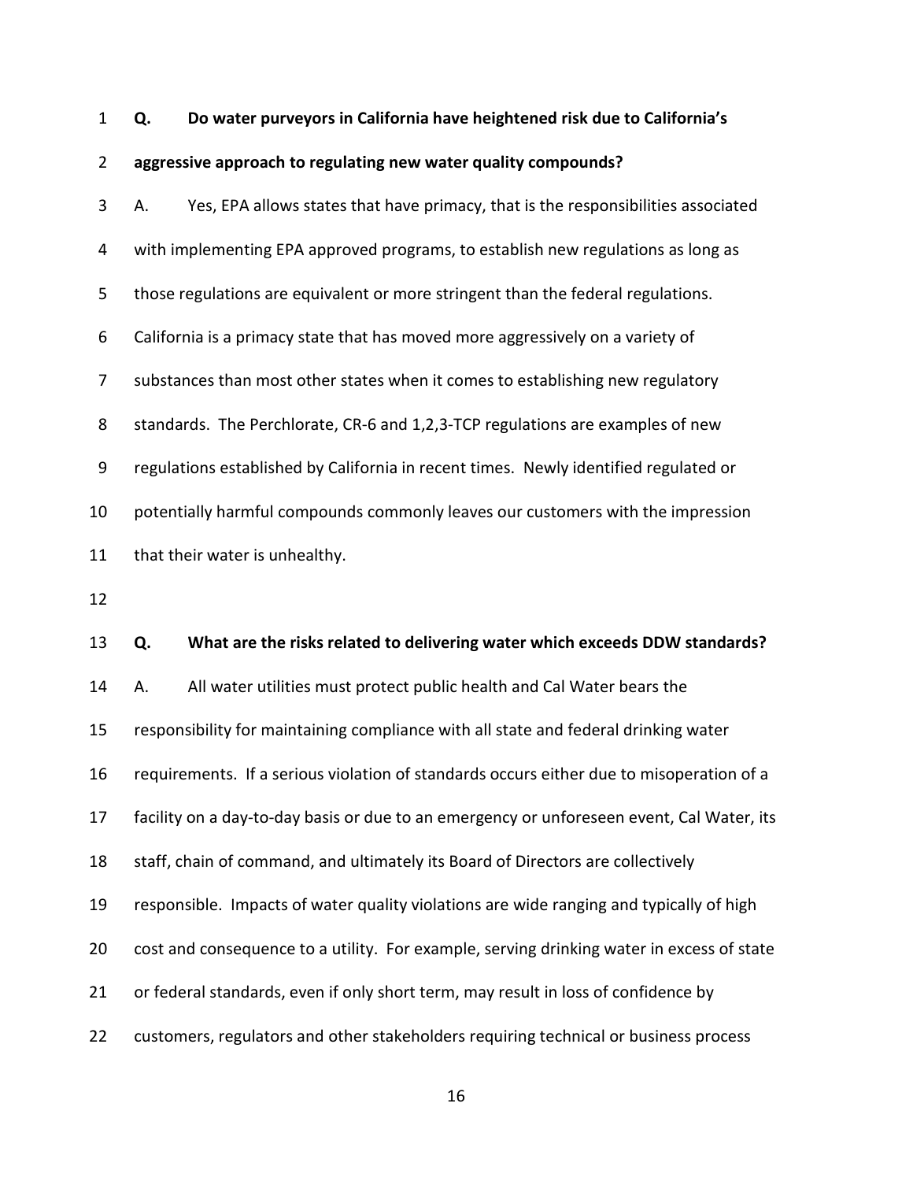**Q. Do water purveyors in California have heightened risk due to California's aggressive approach to regulating new water quality compounds?**

A. Yes, EPA allows states that have primacy, that is the responsibilities associated with implementing EPA approved programs, to establish new regulations as long as those regulations are equivalent or more stringent than the federal regulations. California is a primacy state that has moved more aggressively on a variety of substances than most other states when it comes to establishing new regulatory standards. The Perchlorate, CR-6 and 1,2,3-TCP regulations are examples of new regulations established by California in recent times. Newly identified regulated or potentially harmful compounds commonly leaves our customers with the impression that their water is unhealthy.

**Q. What are the risks related to delivering water which exceeds DDW standards?**

A. All water utilities must protect public health and Cal Water bears the responsibility for maintaining compliance with all state and federal drinking water requirements. If a serious violation of standards occurs either due to misoperation of a facility on a day-to-day basis or due to an emergency or unforeseen event, Cal Water, its staff, chain of command, and ultimately its Board of Directors are collectively responsible. Impacts of water quality violations are wide ranging and typically of high cost and consequence to a utility. For example, serving drinking water in excess of state or federal standards, even if only short term, may result in loss of confidence by customers, regulators and other stakeholders requiring technical or business process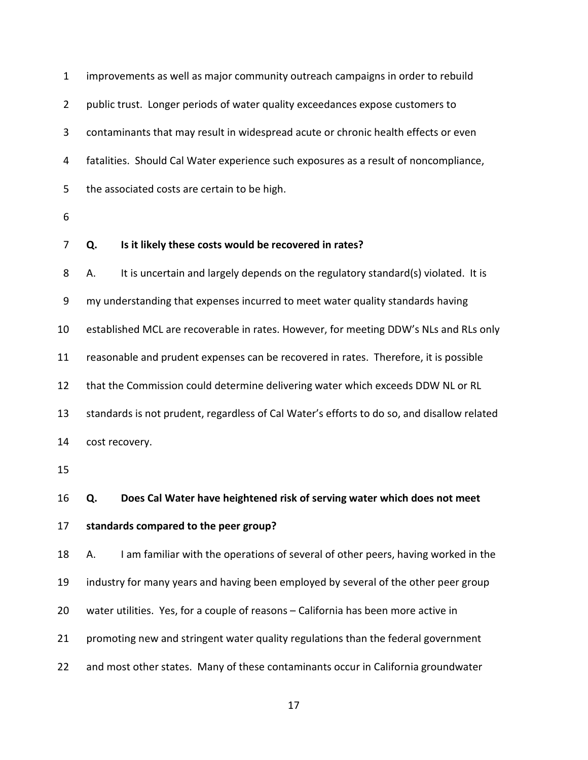improvements as well as major community outreach campaigns in order to rebuild public trust. Longer periods of water quality exceedances expose customers to contaminants that may result in widespread acute or chronic health effects or even fatalities. Should Cal Water experience such exposures as a result of noncompliance, the associated costs are certain to be high.

**Q. Is it likely these costs would be recovered in rates?**

A. It is uncertain and largely depends on the regulatory standard(s) violated. It is my understanding that expenses incurred to meet water quality standards having established MCL are recoverable in rates. However, for meeting DDW's NLs and RLs only reasonable and prudent expenses can be recovered in rates. Therefore, it is possible that the Commission could determine delivering water which exceeds DDW NL or RL standards is not prudent, regardless of Cal Water's efforts to do so, and disallow related cost recovery.

**Q. Does Cal Water have heightened risk of serving water which does not meet standards compared to the peer group?**

A. I am familiar with the operations of several of other peers, having worked in the industry for many years and having been employed by several of the other peer group water utilities. Yes, for a couple of reasons – California has been more active in promoting new and stringent water quality regulations than the federal government and most other states. Many of these contaminants occur in California groundwater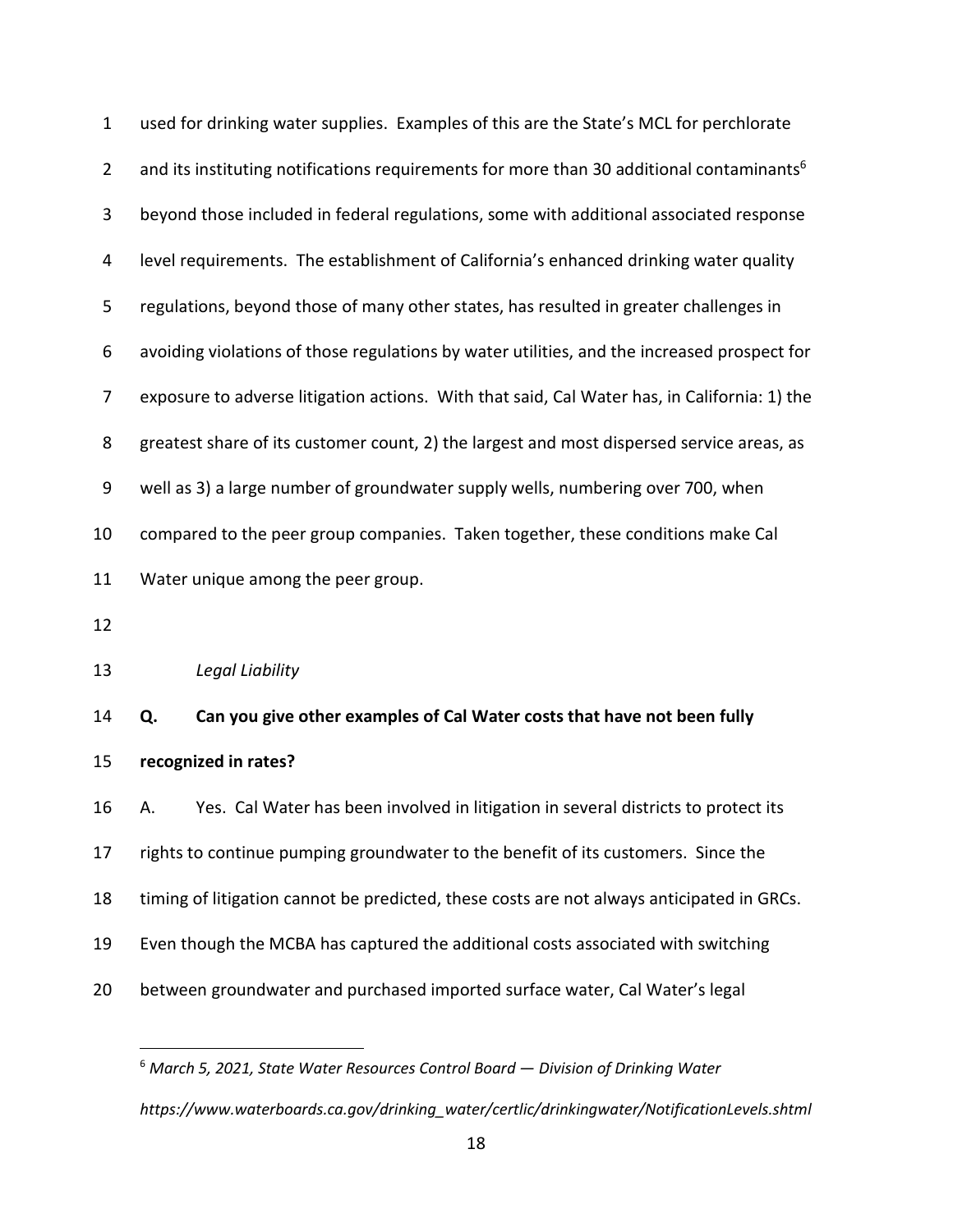used for drinking water supplies. Examples of this are the State's MCL for perchlorate and its instituting notifications requirements for more than 30 additional contaminants[6] beyond those included in federal regulations, some with additional associated response level requirements. The establishment of California's enhanced drinking water quality regulations, beyond those of many other states, has resulted in greater challenges in avoiding violations of those regulations by water utilities, and the increased prospect for exposure to adverse litigation actions. With that said, Cal Water has, in California: 1) the greatest share of its customer count, 2) the largest and most dispersed service areas, as well as 3) a large number of groundwater supply wells, numbering over 700, when compared to the peer group companies. Taken together, these conditions make Cal Water unique among the peer group.

*Legal Liability*

**Q. Can you give other examples of Cal Water costs that have not been fully recognized in rates?**

A. Yes. Cal Water has been involved in litigation in several districts to protect its rights to continue pumping groundwater to the benefit of its customers. Since the timing of litigation cannot be predicted, these costs are not always anticipated in GRCs. Even though the MCBA has captured the additional costs associated with switching between groundwater and purchased imported surface water, Cal Water's legal

---

[6] *March 5, 2021, State Water Resources Control Board — Division of Drinking Water https://www.waterboards.ca.gov/drinking_water/certlic/drinkingwater/NotificationLevels.shtml*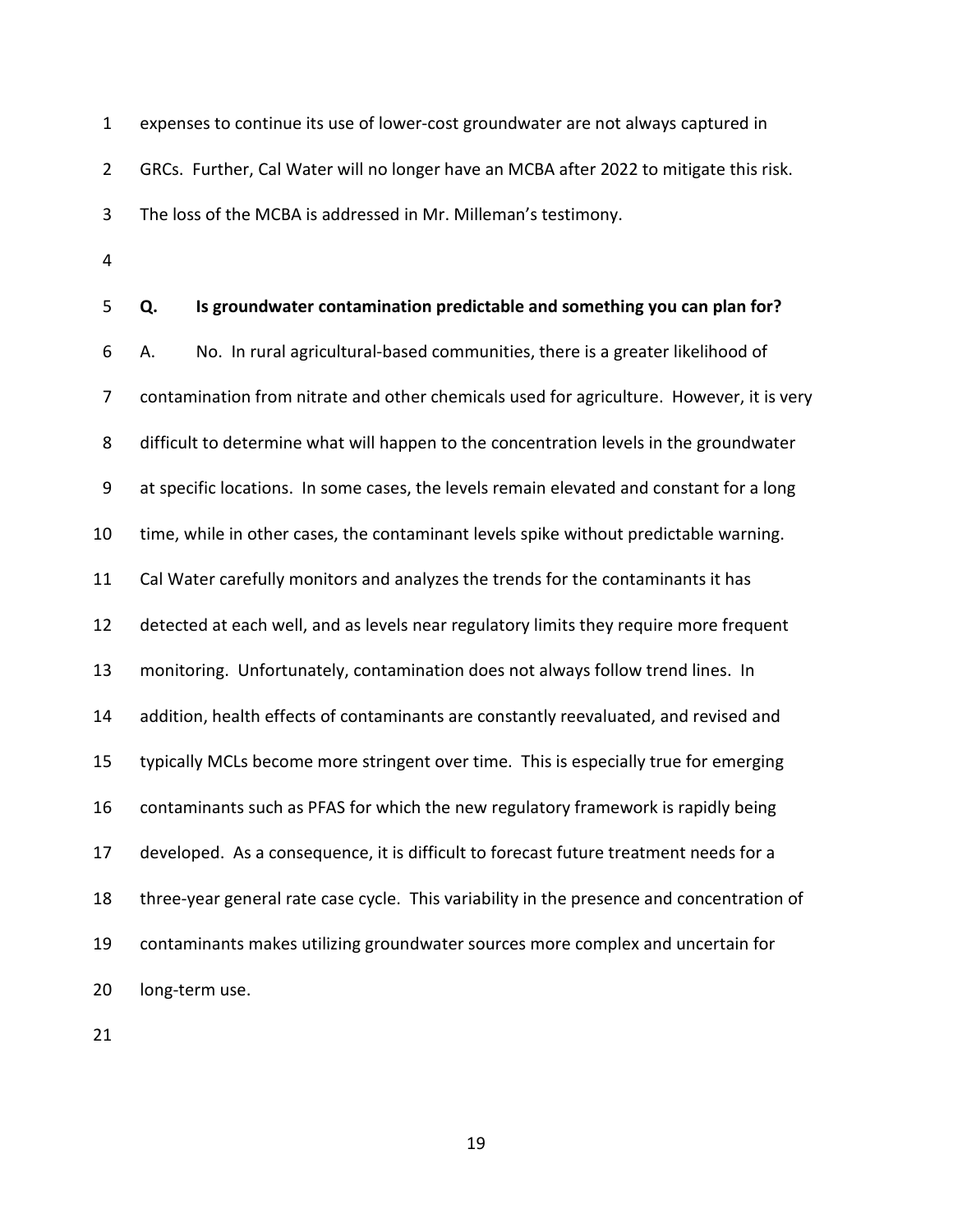expenses to continue its use of lower-cost groundwater are not always captured in GRCs. Further, Cal Water will no longer have an MCBA after 2022 to mitigate this risk. The loss of the MCBA is addressed in Mr. Milleman's testimony.

**Q. Is groundwater contamination predictable and something you can plan for?**

A. No. In rural agricultural-based communities, there is a greater likelihood of contamination from nitrate and other chemicals used for agriculture. However, it is very difficult to determine what will happen to the concentration levels in the groundwater at specific locations. In some cases, the levels remain elevated and constant for a long time, while in other cases, the contaminant levels spike without predictable warning. Cal Water carefully monitors and analyzes the trends for the contaminants it has detected at each well, and as levels near regulatory limits they require more frequent monitoring. Unfortunately, contamination does not always follow trend lines. In addition, health effects of contaminants are constantly reevaluated, and revised and typically MCLs become more stringent over time. This is especially true for emerging contaminants such as PFAS for which the new regulatory framework is rapidly being developed. As a consequence, it is difficult to forecast future treatment needs for a three-year general rate case cycle. This variability in the presence and concentration of contaminants makes utilizing groundwater sources more complex and uncertain for long-term use.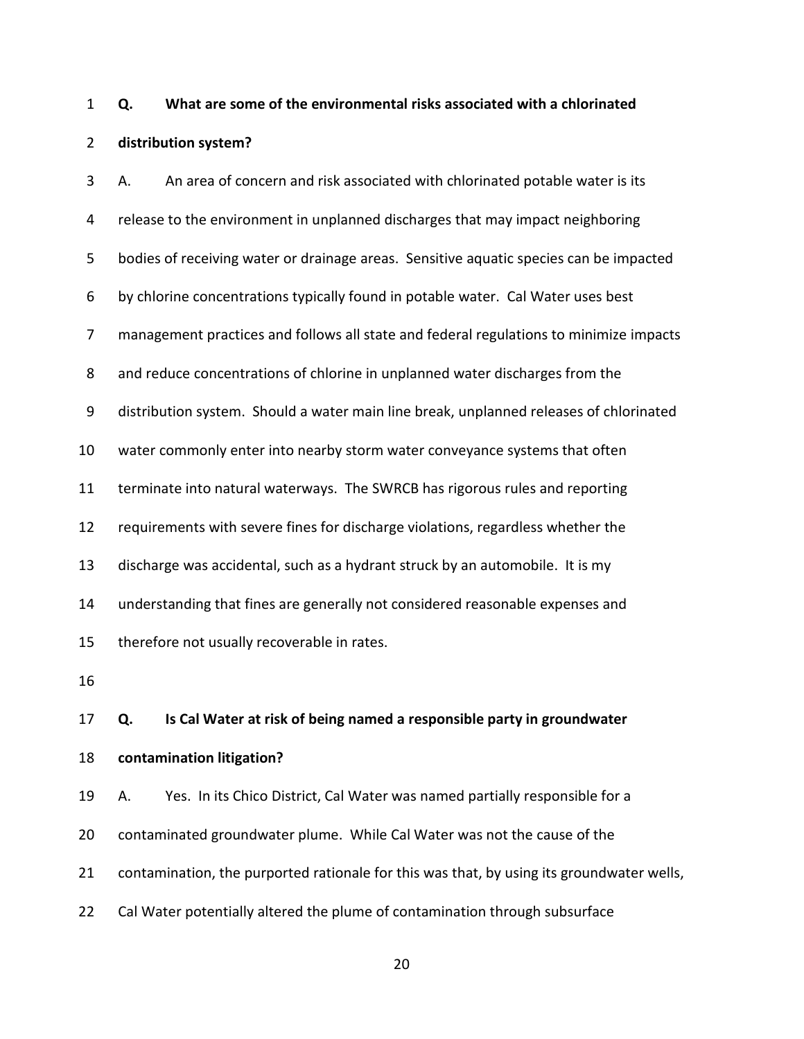**Q. What are some of the environmental risks associated with a chlorinated distribution system?**

A. An area of concern and risk associated with chlorinated potable water is its release to the environment in unplanned discharges that may impact neighboring bodies of receiving water or drainage areas. Sensitive aquatic species can be impacted by chlorine concentrations typically found in potable water. Cal Water uses best management practices and follows all state and federal regulations to minimize impacts and reduce concentrations of chlorine in unplanned water discharges from the distribution system. Should a water main line break, unplanned releases of chlorinated water commonly enter into nearby storm water conveyance systems that often terminate into natural waterways. The SWRCB has rigorous rules and reporting requirements with severe fines for discharge violations, regardless whether the discharge was accidental, such as a hydrant struck by an automobile. It is my understanding that fines are generally not considered reasonable expenses and therefore not usually recoverable in rates.

**Q. Is Cal Water at risk of being named a responsible party in groundwater contamination litigation?**

A. Yes. In its Chico District, Cal Water was named partially responsible for a contaminated groundwater plume. While Cal Water was not the cause of the contamination, the purported rationale for this was that, by using its groundwater wells, Cal Water potentially altered the plume of contamination through subsurface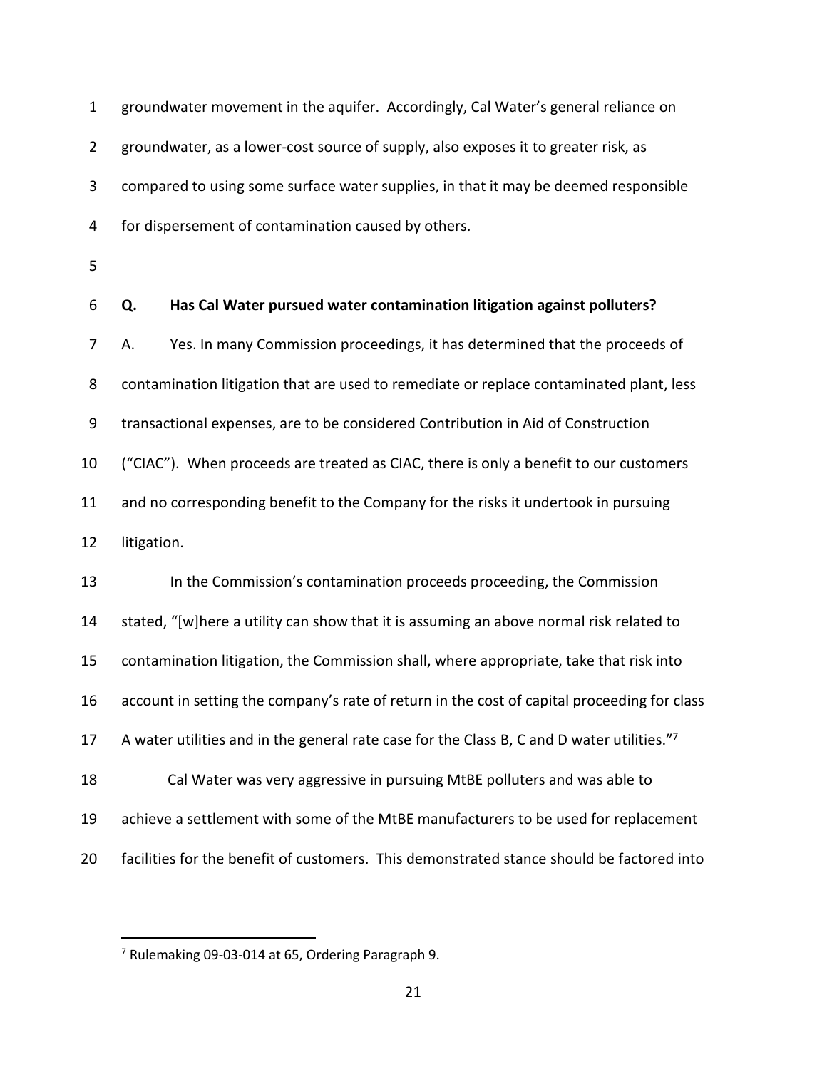groundwater movement in the aquifer. Accordingly, Cal Water's general reliance on groundwater, as a lower-cost source of supply, also exposes it to greater risk, as compared to using some surface water supplies, in that it may be deemed responsible for dispersement of contamination caused by others.

**Q. Has Cal Water pursued water contamination litigation against polluters?**

A. Yes. In many Commission proceedings, it has determined that the proceeds of contamination litigation that are used to remediate or replace contaminated plant, less transactional expenses, are to be considered Contribution in Aid of Construction ("CIAC"). When proceeds are treated as CIAC, there is only a benefit to our customers and no corresponding benefit to the Company for the risks it undertook in pursuing litigation.

In the Commission's contamination proceeds proceeding, the Commission stated, "[w]here a utility can show that it is assuming an above normal risk related to contamination litigation, the Commission shall, where appropriate, take that risk into account in setting the company's rate of return in the cost of capital proceeding for class A water utilities and in the general rate case for the Class B, C and D water utilities."[7]

Cal Water was very aggressive in pursuing MtBE polluters and was able to achieve a settlement with some of the MtBE manufacturers to be used for replacement facilities for the benefit of customers. This demonstrated stance should be factored into

---

[7] Rulemaking 09-03-014 at 65, Ordering Paragraph 9.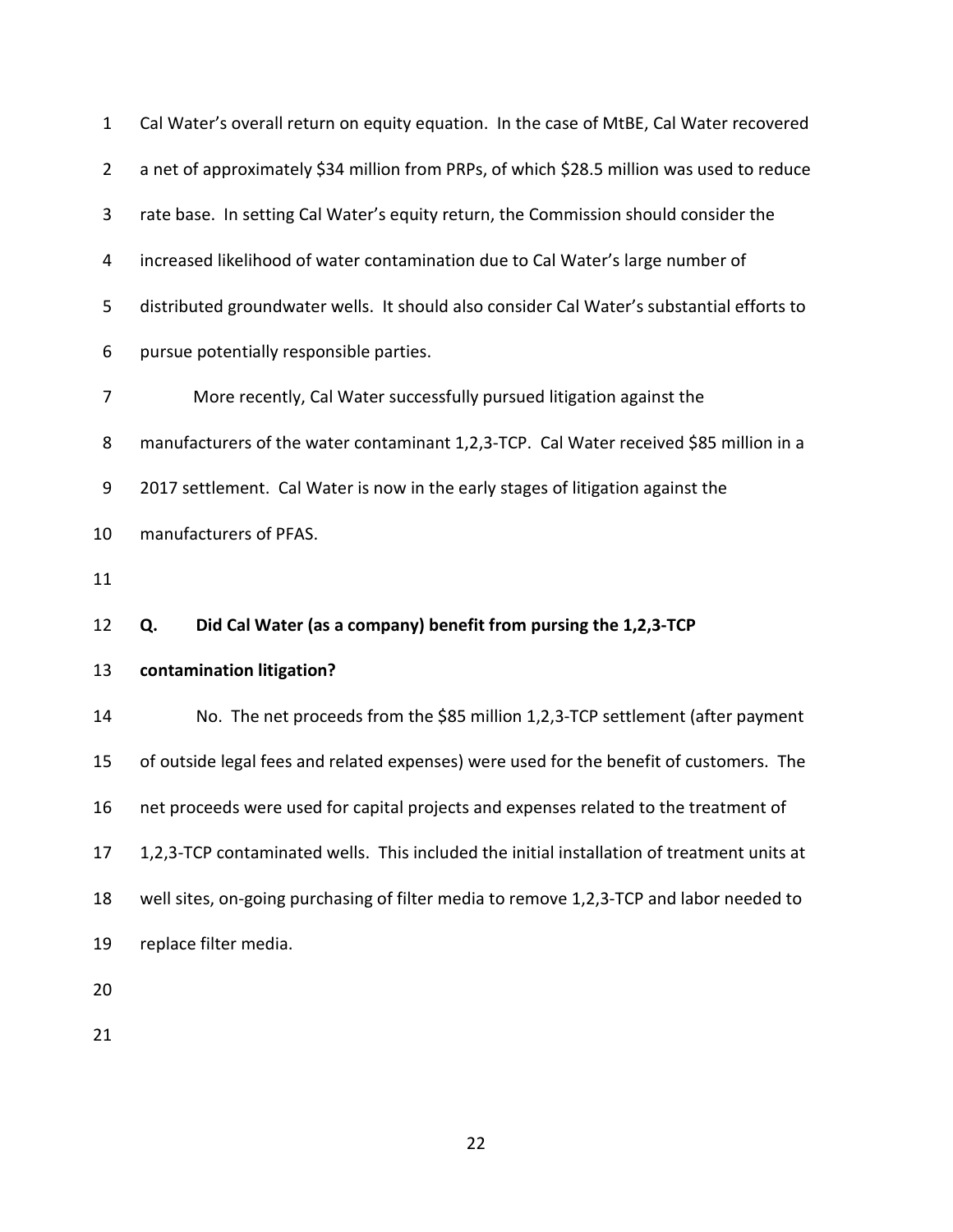Cal Water's overall return on equity equation. In the case of MtBE, Cal Water recovered a net of approximately $34 million from PRPs, of which $28.5 million was used to reduce rate base. In setting Cal Water's equity return, the Commission should consider the increased likelihood of water contamination due to Cal Water's large number of distributed groundwater wells. It should also consider Cal Water's substantial efforts to pursue potentially responsible parties.

More recently, Cal Water successfully pursued litigation against the manufacturers of the water contaminant 1,2,3-TCP. Cal Water received $85 million in a 2017 settlement. Cal Water is now in the early stages of litigation against the manufacturers of PFAS.

**Q. Did Cal Water (as a company) benefit from pursing the 1,2,3-TCP contamination litigation?**

No. The net proceeds from the $85 million 1,2,3-TCP settlement (after payment of outside legal fees and related expenses) were used for the benefit of customers. The net proceeds were used for capital projects and expenses related to the treatment of 1,2,3-TCP contaminated wells. This included the initial installation of treatment units at well sites, on-going purchasing of filter media to remove 1,2,3-TCP and labor needed to replace filter media.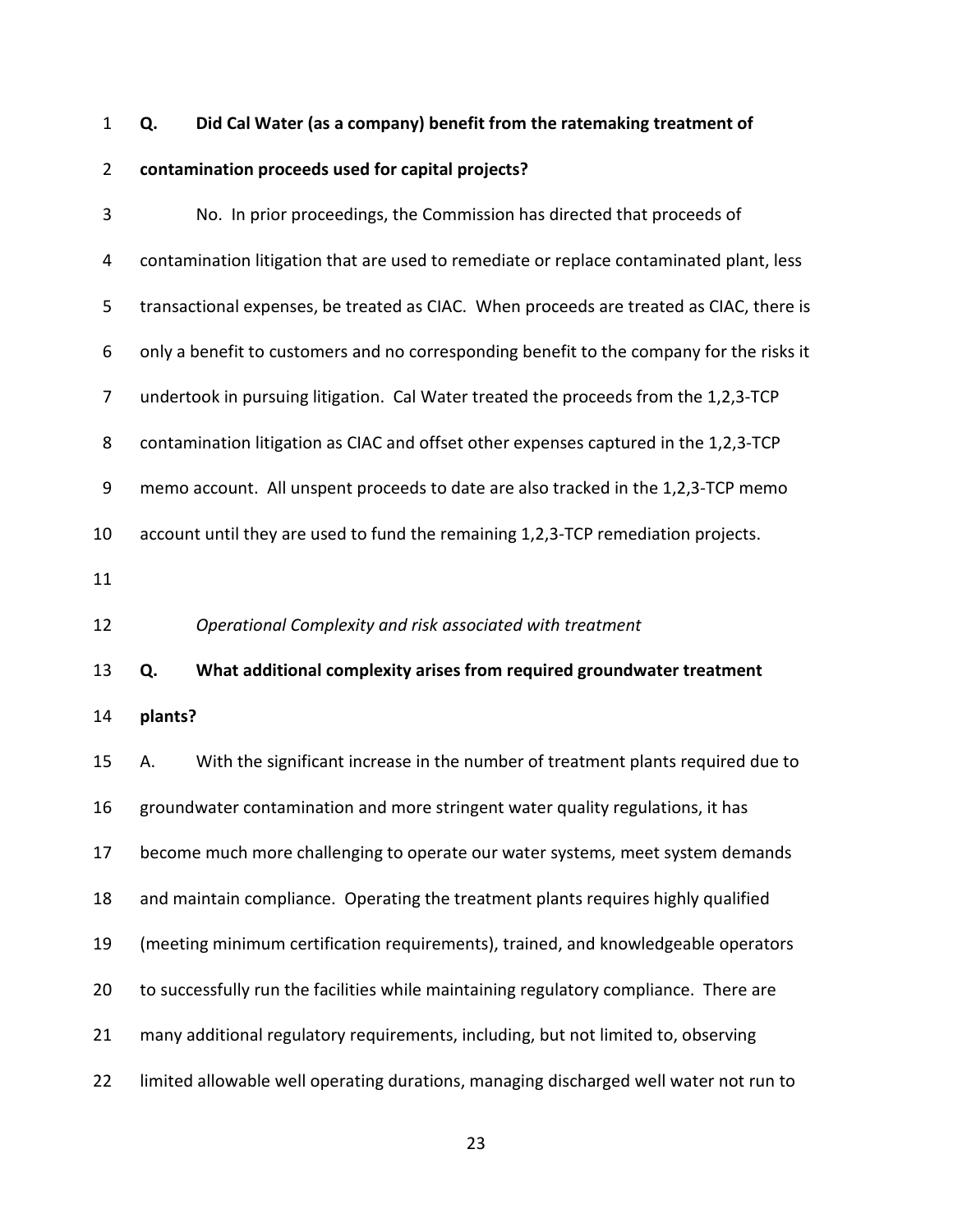**Q. Did Cal Water (as a company) benefit from the ratemaking treatment of contamination proceeds used for capital projects?**

No. In prior proceedings, the Commission has directed that proceeds of contamination litigation that are used to remediate or replace contaminated plant, less transactional expenses, be treated as CIAC. When proceeds are treated as CIAC, there is only a benefit to customers and no corresponding benefit to the company for the risks it undertook in pursuing litigation. Cal Water treated the proceeds from the 1,2,3-TCP contamination litigation as CIAC and offset other expenses captured in the 1,2,3-TCP memo account. All unspent proceeds to date are also tracked in the 1,2,3-TCP memo account until they are used to fund the remaining 1,2,3-TCP remediation projects.

*Operational Complexity and risk associated with treatment*

**Q. What additional complexity arises from required groundwater treatment plants?**

A. With the significant increase in the number of treatment plants required due to groundwater contamination and more stringent water quality regulations, it has become much more challenging to operate our water systems, meet system demands and maintain compliance. Operating the treatment plants requires highly qualified (meeting minimum certification requirements), trained, and knowledgeable operators to successfully run the facilities while maintaining regulatory compliance. There are many additional regulatory requirements, including, but not limited to, observing limited allowable well operating durations, managing discharged well water not run to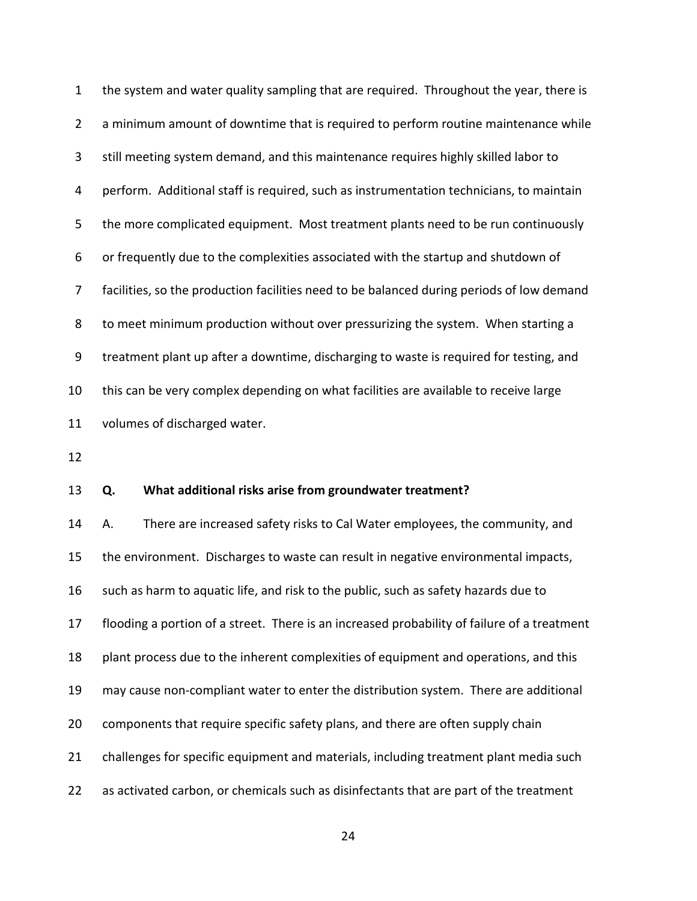the system and water quality sampling that are required. Throughout the year, there is a minimum amount of downtime that is required to perform routine maintenance while still meeting system demand, and this maintenance requires highly skilled labor to perform. Additional staff is required, such as instrumentation technicians, to maintain the more complicated equipment. Most treatment plants need to be run continuously or frequently due to the complexities associated with the startup and shutdown of facilities, so the production facilities need to be balanced during periods of low demand to meet minimum production without over pressurizing the system. When starting a treatment plant up after a downtime, discharging to waste is required for testing, and this can be very complex depending on what facilities are available to receive large volumes of discharged water.

**Q. What additional risks arise from groundwater treatment?**

A. There are increased safety risks to Cal Water employees, the community, and the environment. Discharges to waste can result in negative environmental impacts, such as harm to aquatic life, and risk to the public, such as safety hazards due to flooding a portion of a street. There is an increased probability of failure of a treatment plant process due to the inherent complexities of equipment and operations, and this may cause non-compliant water to enter the distribution system. There are additional components that require specific safety plans, and there are often supply chain challenges for specific equipment and materials, including treatment plant media such as activated carbon, or chemicals such as disinfectants that are part of the treatment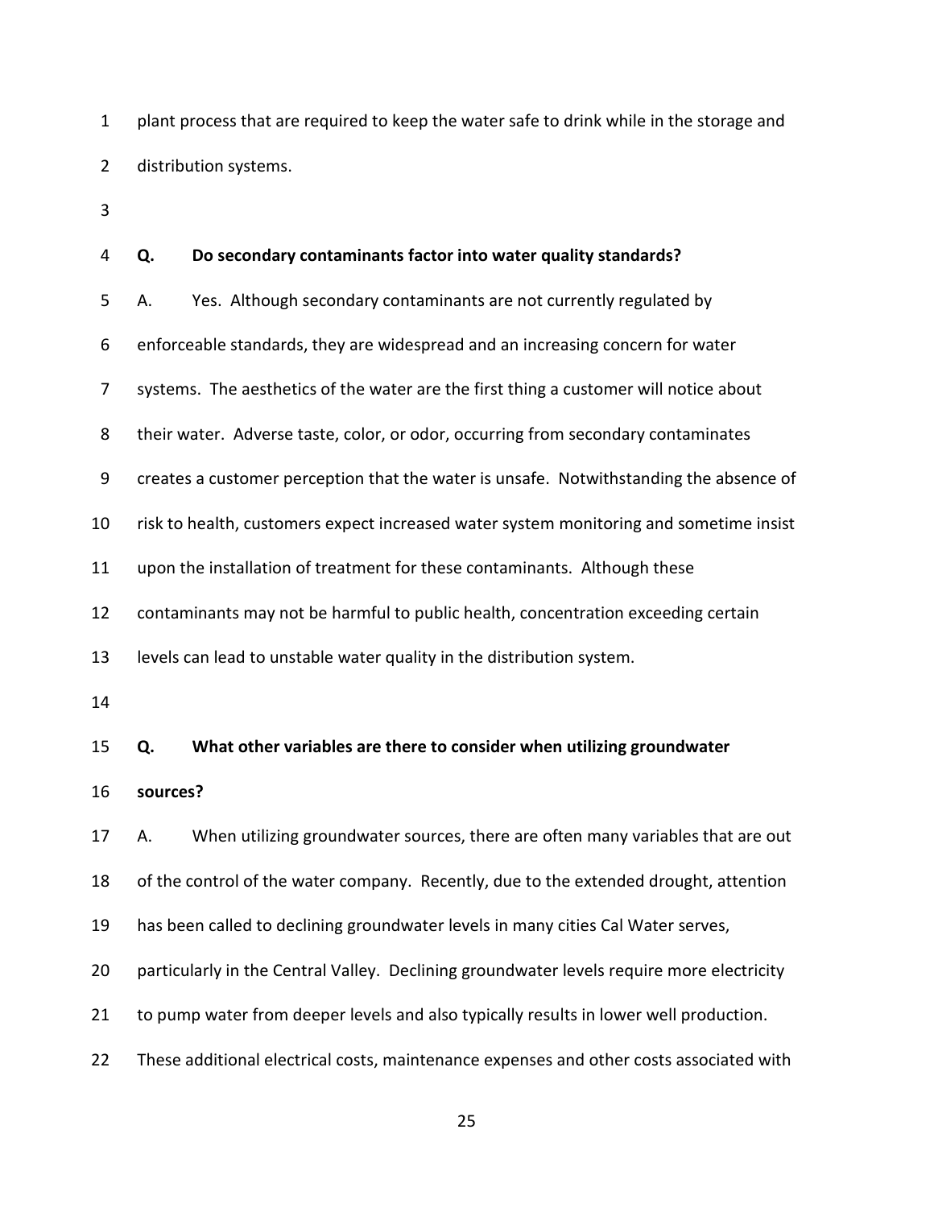plant process that are required to keep the water safe to drink while in the storage and distribution systems.

**Q. Do secondary contaminants factor into water quality standards?**

A. Yes. Although secondary contaminants are not currently regulated by enforceable standards, they are widespread and an increasing concern for water systems. The aesthetics of the water are the first thing a customer will notice about their water. Adverse taste, color, or odor, occurring from secondary contaminates creates a customer perception that the water is unsafe. Notwithstanding the absence of risk to health, customers expect increased water system monitoring and sometime insist upon the installation of treatment for these contaminants. Although these contaminants may not be harmful to public health, concentration exceeding certain levels can lead to unstable water quality in the distribution system.

**Q. What other variables are there to consider when utilizing groundwater sources?**

A. When utilizing groundwater sources, there are often many variables that are out of the control of the water company. Recently, due to the extended drought, attention has been called to declining groundwater levels in many cities Cal Water serves, particularly in the Central Valley. Declining groundwater levels require more electricity to pump water from deeper levels and also typically results in lower well production. These additional electrical costs, maintenance expenses and other costs associated with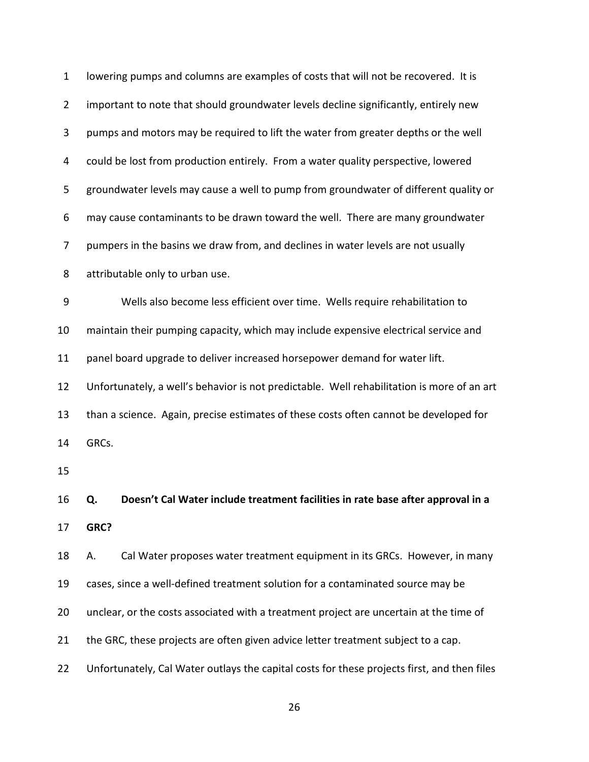lowering pumps and columns are examples of costs that will not be recovered. It is important to note that should groundwater levels decline significantly, entirely new pumps and motors may be required to lift the water from greater depths or the well could be lost from production entirely. From a water quality perspective, lowered groundwater levels may cause a well to pump from groundwater of different quality or may cause contaminants to be drawn toward the well. There are many groundwater pumpers in the basins we draw from, and declines in water levels are not usually attributable only to urban use.

Wells also become less efficient over time. Wells require rehabilitation to maintain their pumping capacity, which may include expensive electrical service and panel board upgrade to deliver increased horsepower demand for water lift. Unfortunately, a well's behavior is not predictable. Well rehabilitation is more of an art than a science. Again, precise estimates of these costs often cannot be developed for GRCs.

**Q. Doesn't Cal Water include treatment facilities in rate base after approval in a GRC?**

A. Cal Water proposes water treatment equipment in its GRCs. However, in many cases, since a well-defined treatment solution for a contaminated source may be unclear, or the costs associated with a treatment project are uncertain at the time of the GRC, these projects are often given advice letter treatment subject to a cap. Unfortunately, Cal Water outlays the capital costs for these projects first, and then files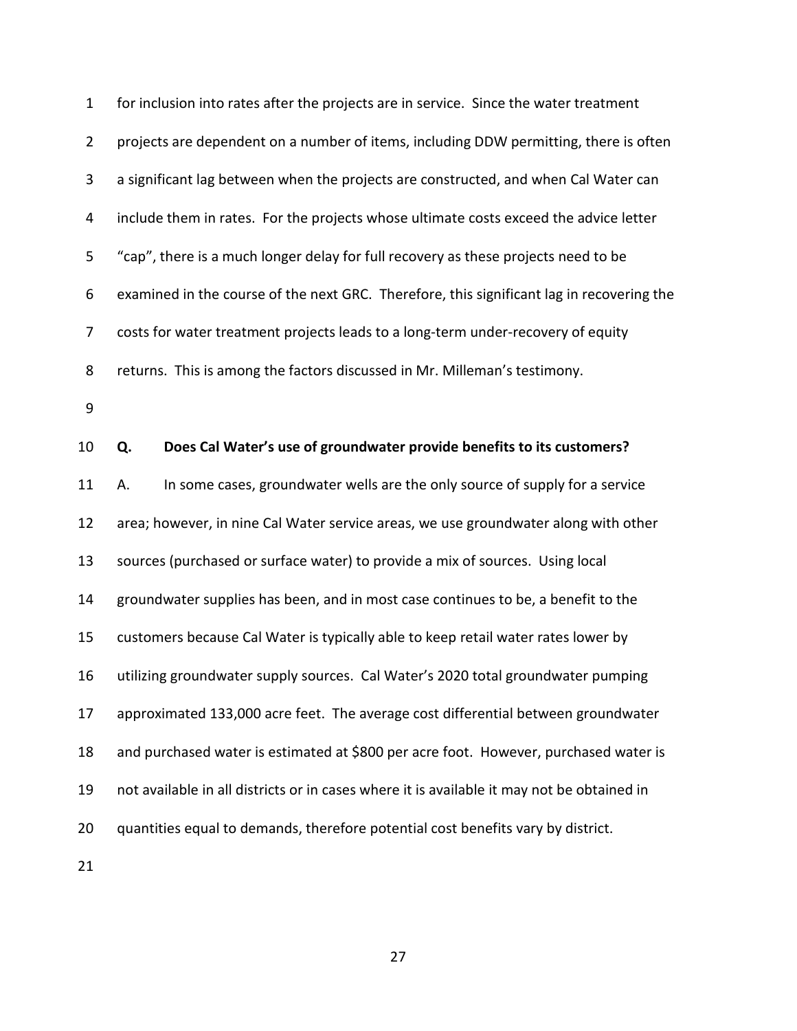for inclusion into rates after the projects are in service. Since the water treatment projects are dependent on a number of items, including DDW permitting, there is often a significant lag between when the projects are constructed, and when Cal Water can include them in rates. For the projects whose ultimate costs exceed the advice letter "cap", there is a much longer delay for full recovery as these projects need to be examined in the course of the next GRC. Therefore, this significant lag in recovering the costs for water treatment projects leads to a long-term under-recovery of equity returns. This is among the factors discussed in Mr. Milleman's testimony.

**Q. Does Cal Water's use of groundwater provide benefits to its customers?**

A. In some cases, groundwater wells are the only source of supply for a service area; however, in nine Cal Water service areas, we use groundwater along with other sources (purchased or surface water) to provide a mix of sources. Using local groundwater supplies has been, and in most case continues to be, a benefit to the customers because Cal Water is typically able to keep retail water rates lower by utilizing groundwater supply sources. Cal Water's 2020 total groundwater pumping approximated 133,000 acre feet. The average cost differential between groundwater and purchased water is estimated at $800 per acre foot. However, purchased water is not available in all districts or in cases where it is available it may not be obtained in quantities equal to demands, therefore potential cost benefits vary by district.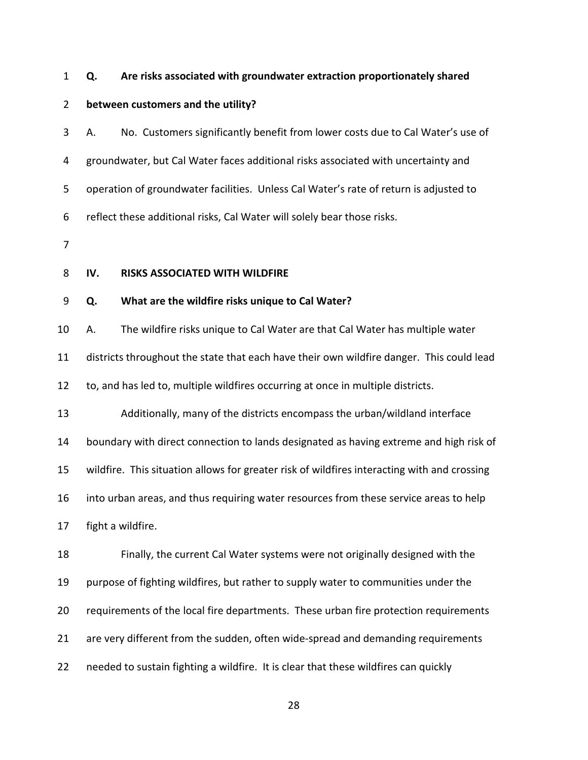**Q. Are risks associated with groundwater extraction proportionately shared between customers and the utility?**

A. No. Customers significantly benefit from lower costs due to Cal Water's use of groundwater, but Cal Water faces additional risks associated with uncertainty and operation of groundwater facilities. Unless Cal Water's rate of return is adjusted to reflect these additional risks, Cal Water will solely bear those risks.

## IV. RISKS ASSOCIATED WITH WILDFIRE

**Q. What are the wildfire risks unique to Cal Water?**

A. The wildfire risks unique to Cal Water are that Cal Water has multiple water districts throughout the state that each have their own wildfire danger. This could lead to, and has led to, multiple wildfires occurring at once in multiple districts.

Additionally, many of the districts encompass the urban/wildland interface boundary with direct connection to lands designated as having extreme and high risk of wildfire. This situation allows for greater risk of wildfires interacting with and crossing into urban areas, and thus requiring water resources from these service areas to help fight a wildfire.

Finally, the current Cal Water systems were not originally designed with the purpose of fighting wildfires, but rather to supply water to communities under the requirements of the local fire departments. These urban fire protection requirements are very different from the sudden, often wide-spread and demanding requirements needed to sustain fighting a wildfire. It is clear that these wildfires can quickly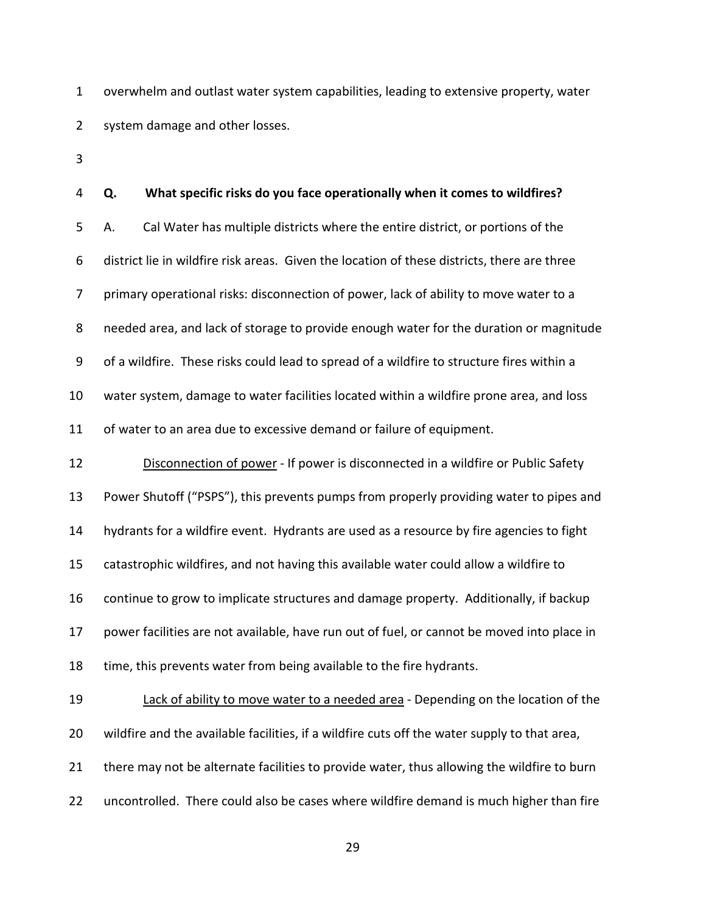overwhelm and outlast water system capabilities, leading to extensive property, water system damage and other losses.

**Q. What specific risks do you face operationally when it comes to wildfires?**

A. Cal Water has multiple districts where the entire district, or portions of the district lie in wildfire risk areas. Given the location of these districts, there are three primary operational risks: disconnection of power, lack of ability to move water to a needed area, and lack of storage to provide enough water for the duration or magnitude of a wildfire. These risks could lead to spread of a wildfire to structure fires within a water system, damage to water facilities located within a wildfire prone area, and loss of water to an area due to excessive demand or failure of equipment.

<u>Disconnection of power</u> - If power is disconnected in a wildfire or Public Safety Power Shutoff ("PSPS"), this prevents pumps from properly providing water to pipes and hydrants for a wildfire event. Hydrants are used as a resource by fire agencies to fight catastrophic wildfires, and not having this available water could allow a wildfire to continue to grow to implicate structures and damage property. Additionally, if backup power facilities are not available, have run out of fuel, or cannot be moved into place in time, this prevents water from being available to the fire hydrants.

<u>Lack of ability to move water to a needed area</u> - Depending on the location of the wildfire and the available facilities, if a wildfire cuts off the water supply to that area, there may not be alternate facilities to provide water, thus allowing the wildfire to burn uncontrolled. There could also be cases where wildfire demand is much higher than fire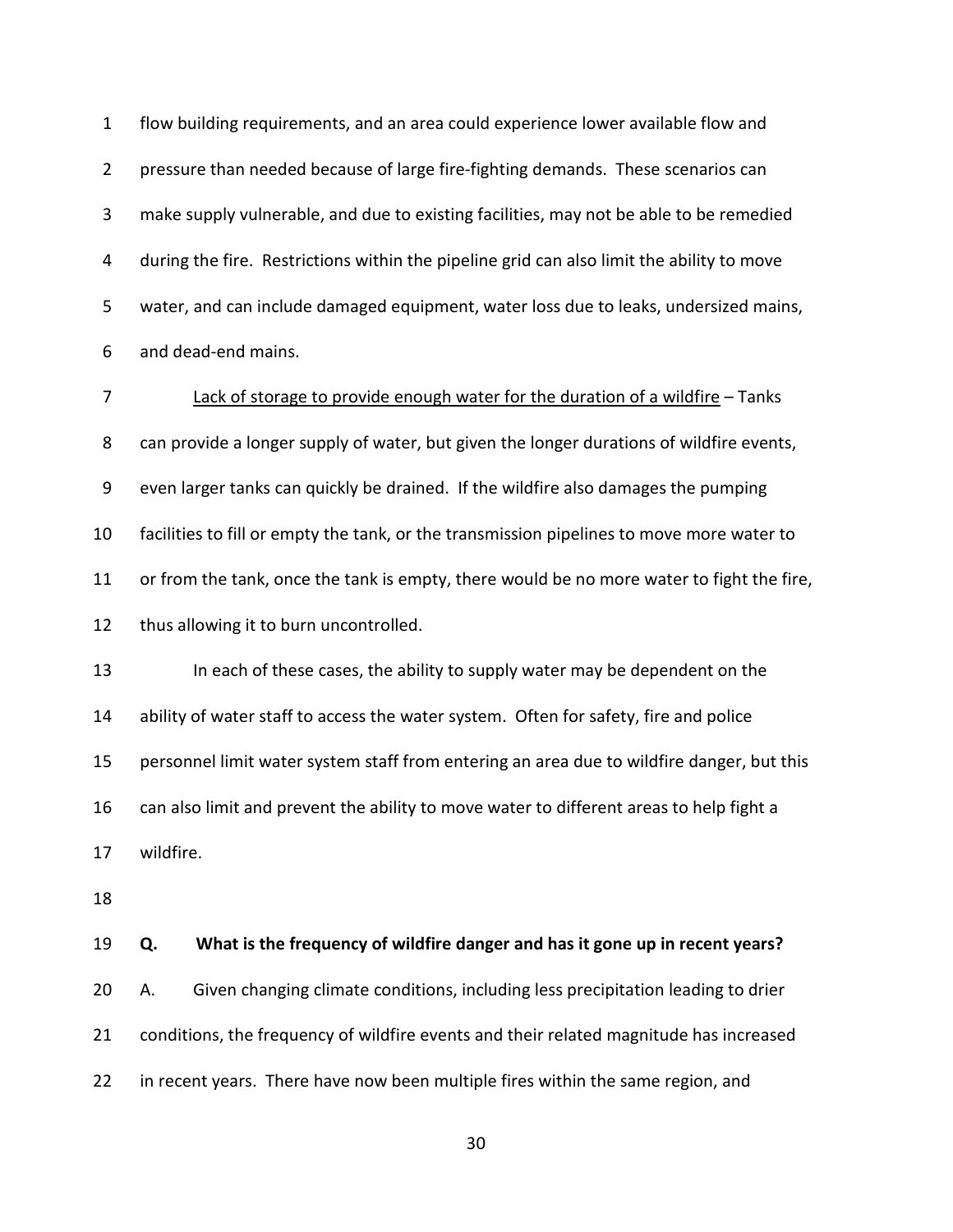flow building requirements, and an area could experience lower available flow and pressure than needed because of large fire-fighting demands. These scenarios can make supply vulnerable, and due to existing facilities, may not be able to be remedied during the fire. Restrictions within the pipeline grid can also limit the ability to move water, and can include damaged equipment, water loss due to leaks, undersized mains, and dead-end mains.

<u>Lack of storage to provide enough water for the duration of a wildfire</u> – Tanks can provide a longer supply of water, but given the longer durations of wildfire events, even larger tanks can quickly be drained. If the wildfire also damages the pumping facilities to fill or empty the tank, or the transmission pipelines to move more water to or from the tank, once the tank is empty, there would be no more water to fight the fire, thus allowing it to burn uncontrolled.

In each of these cases, the ability to supply water may be dependent on the ability of water staff to access the water system. Often for safety, fire and police personnel limit water system staff from entering an area due to wildfire danger, but this can also limit and prevent the ability to move water to different areas to help fight a wildfire.

**Q. What is the frequency of wildfire danger and has it gone up in recent years?**

A. Given changing climate conditions, including less precipitation leading to drier conditions, the frequency of wildfire events and their related magnitude has increased in recent years. There have now been multiple fires within the same region, and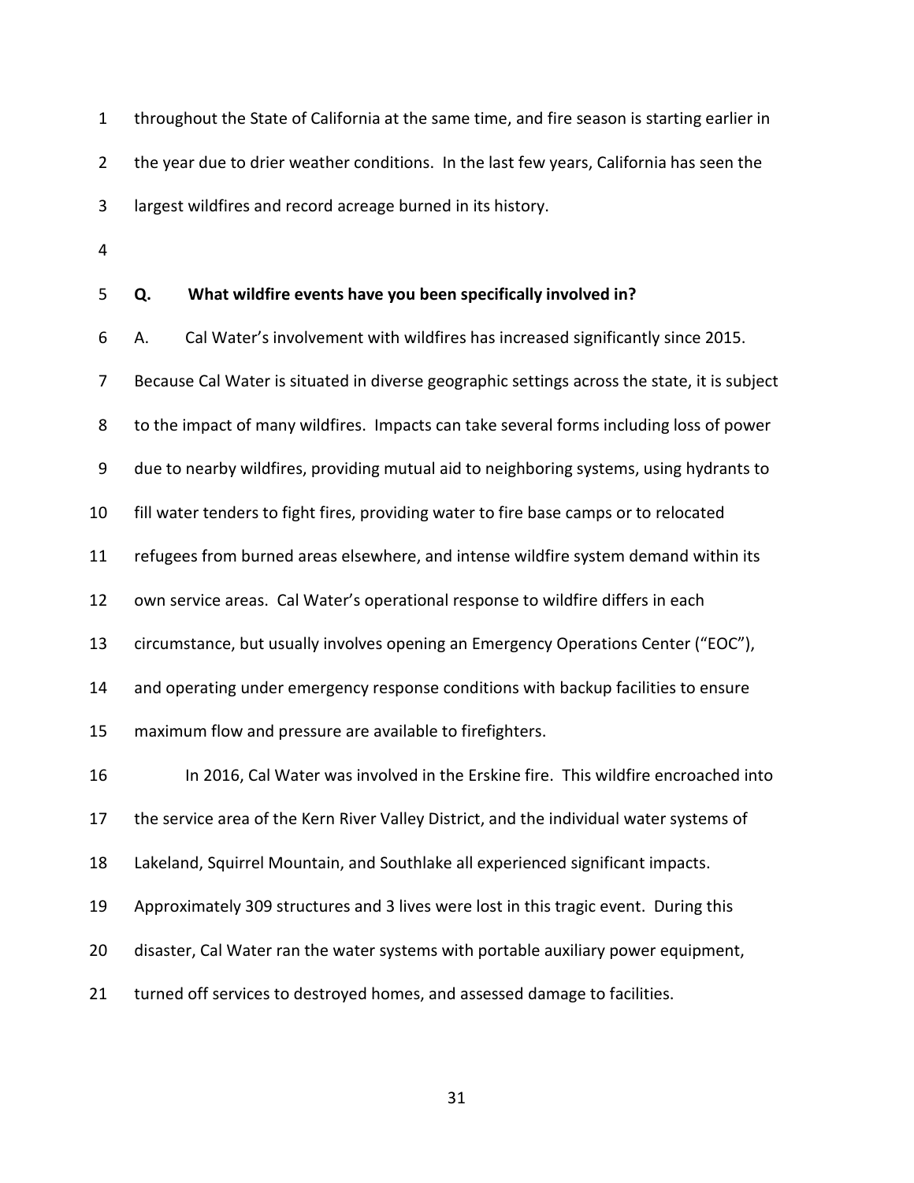throughout the State of California at the same time, and fire season is starting earlier in the year due to drier weather conditions. In the last few years, California has seen the largest wildfires and record acreage burned in its history.

**Q. What wildfire events have you been specifically involved in?**

A. Cal Water's involvement with wildfires has increased significantly since 2015. Because Cal Water is situated in diverse geographic settings across the state, it is subject to the impact of many wildfires. Impacts can take several forms including loss of power due to nearby wildfires, providing mutual aid to neighboring systems, using hydrants to fill water tenders to fight fires, providing water to fire base camps or to relocated refugees from burned areas elsewhere, and intense wildfire system demand within its own service areas. Cal Water's operational response to wildfire differs in each circumstance, but usually involves opening an Emergency Operations Center ("EOC"), and operating under emergency response conditions with backup facilities to ensure maximum flow and pressure are available to firefighters.

In 2016, Cal Water was involved in the Erskine fire. This wildfire encroached into the service area of the Kern River Valley District, and the individual water systems of Lakeland, Squirrel Mountain, and Southlake all experienced significant impacts. Approximately 309 structures and 3 lives were lost in this tragic event. During this disaster, Cal Water ran the water systems with portable auxiliary power equipment, turned off services to destroyed homes, and assessed damage to facilities.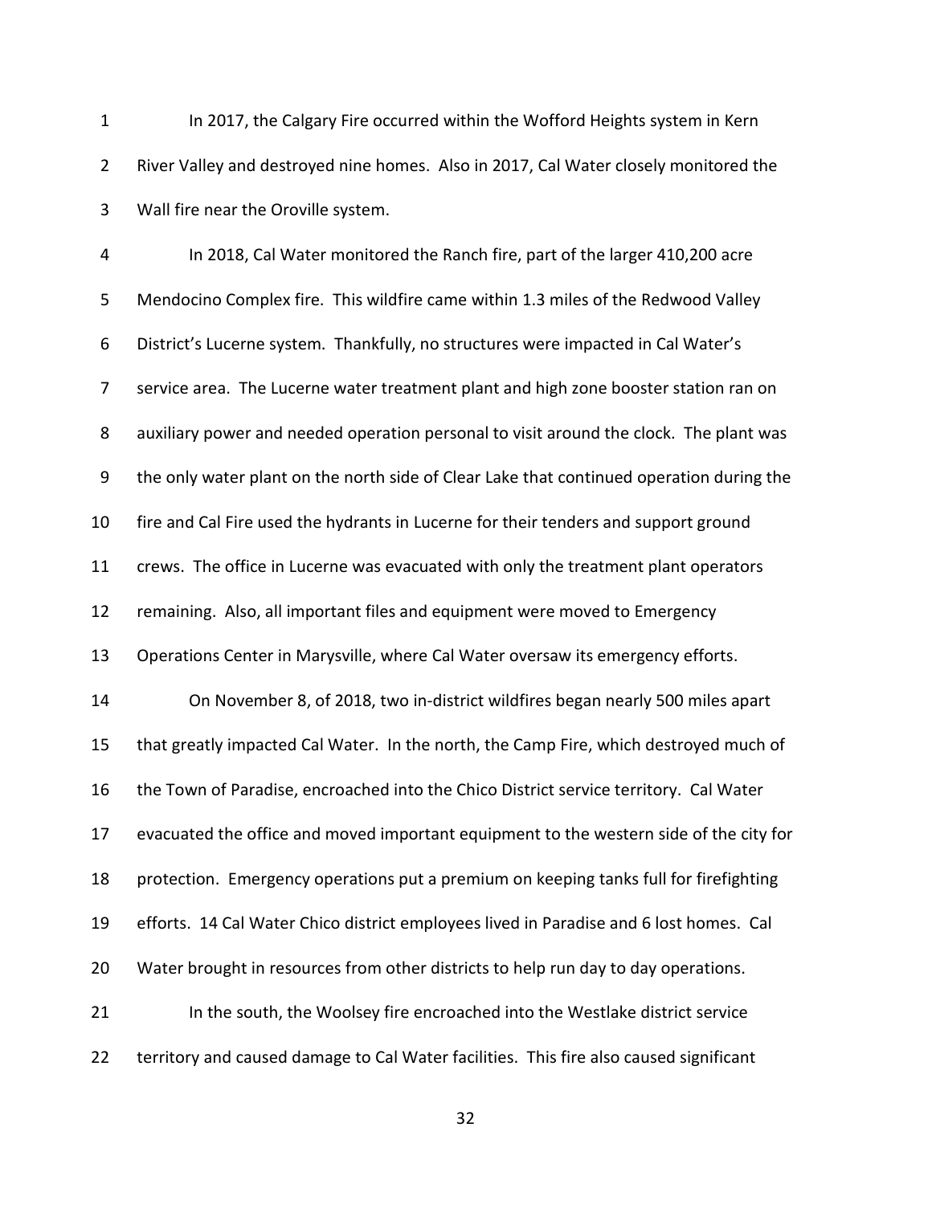In 2017, the Calgary Fire occurred within the Wofford Heights system in Kern River Valley and destroyed nine homes. Also in 2017, Cal Water closely monitored the Wall fire near the Oroville system.

In 2018, Cal Water monitored the Ranch fire, part of the larger 410,200 acre Mendocino Complex fire. This wildfire came within 1.3 miles of the Redwood Valley District's Lucerne system. Thankfully, no structures were impacted in Cal Water's service area. The Lucerne water treatment plant and high zone booster station ran on auxiliary power and needed operation personal to visit around the clock. The plant was the only water plant on the north side of Clear Lake that continued operation during the fire and Cal Fire used the hydrants in Lucerne for their tenders and support ground crews. The office in Lucerne was evacuated with only the treatment plant operators remaining. Also, all important files and equipment were moved to Emergency Operations Center in Marysville, where Cal Water oversaw its emergency efforts.

On November 8, of 2018, two in-district wildfires began nearly 500 miles apart that greatly impacted Cal Water. In the north, the Camp Fire, which destroyed much of the Town of Paradise, encroached into the Chico District service territory. Cal Water evacuated the office and moved important equipment to the western side of the city for protection. Emergency operations put a premium on keeping tanks full for firefighting efforts. 14 Cal Water Chico district employees lived in Paradise and 6 lost homes. Cal Water brought in resources from other districts to help run day to day operations.

In the south, the Woolsey fire encroached into the Westlake district service territory and caused damage to Cal Water facilities. This fire also caused significant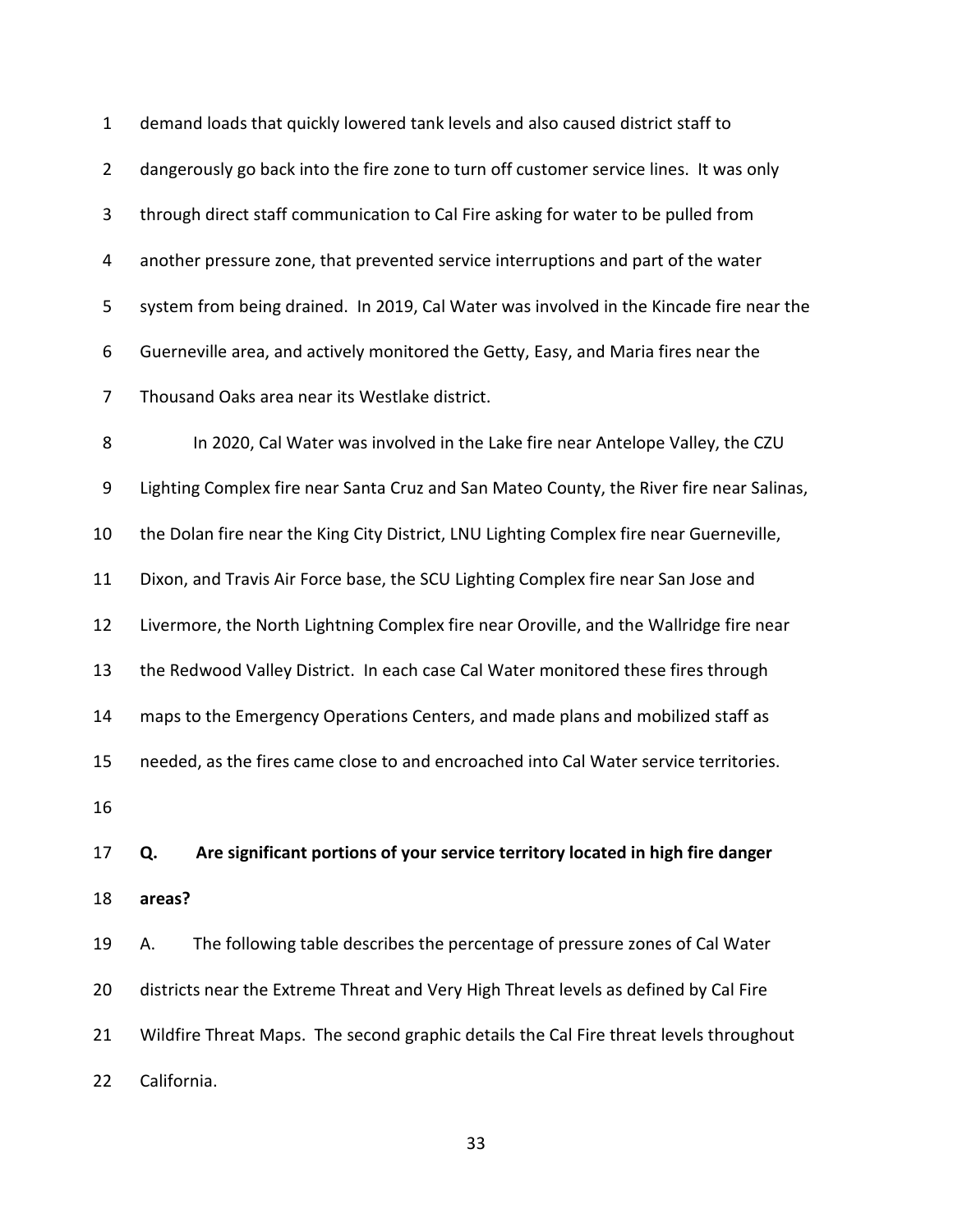demand loads that quickly lowered tank levels and also caused district staff to dangerously go back into the fire zone to turn off customer service lines. It was only through direct staff communication to Cal Fire asking for water to be pulled from another pressure zone, that prevented service interruptions and part of the water system from being drained. In 2019, Cal Water was involved in the Kincade fire near the Guerneville area, and actively monitored the Getty, Easy, and Maria fires near the Thousand Oaks area near its Westlake district.

In 2020, Cal Water was involved in the Lake fire near Antelope Valley, the CZU Lighting Complex fire near Santa Cruz and San Mateo County, the River fire near Salinas, the Dolan fire near the King City District, LNU Lighting Complex fire near Guerneville, Dixon, and Travis Air Force base, the SCU Lighting Complex fire near San Jose and Livermore, the North Lightning Complex fire near Oroville, and the Wallridge fire near the Redwood Valley District. In each case Cal Water monitored these fires through maps to the Emergency Operations Centers, and made plans and mobilized staff as needed, as the fires came close to and encroached into Cal Water service territories.

**Q. Are significant portions of your service territory located in high fire danger areas?**

A. The following table describes the percentage of pressure zones of Cal Water districts near the Extreme Threat and Very High Threat levels as defined by Cal Fire Wildfire Threat Maps. The second graphic details the Cal Fire threat levels throughout California.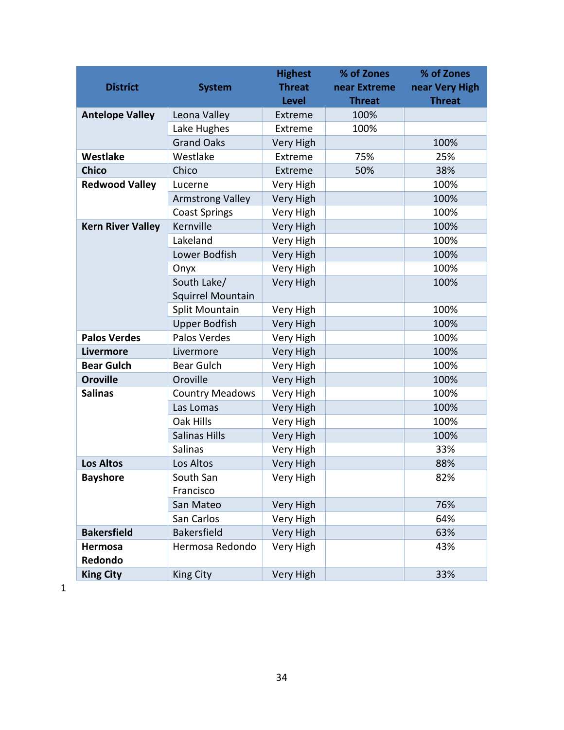| District | System | Highest Threat Level | % of Zones near Extreme Threat | % of Zones near Very High Threat |
|---|---|---|---|---|
| **Antelope Valley** | Leona Valley | Extreme | 100% | |
| | Lake Hughes | Extreme | 100% | |
| | Grand Oaks | Very High | | 100% |
| **Westlake** | Westlake | Extreme | 75% | 25% |
| **Chico** | Chico | Extreme | 50% | 38% |
| **Redwood Valley** | Lucerne | Very High | | 100% |
| | Armstrong Valley | Very High | | 100% |
| | Coast Springs | Very High | | 100% |
| **Kern River Valley** | Kernville | Very High | | 100% |
| | Lakeland | Very High | | 100% |
| | Lower Bodfish | Very High | | 100% |
| | Onyx | Very High | | 100% |
| | South Lake/ Squirrel Mountain | Very High | | 100% |
| | Split Mountain | Very High | | 100% |
| | Upper Bodfish | Very High | | 100% |
| **Palos Verdes** | Palos Verdes | Very High | | 100% |
| **Livermore** | Livermore | Very High | | 100% |
| **Bear Gulch** | Bear Gulch | Very High | | 100% |
| **Oroville** | Oroville | Very High | | 100% |
| **Salinas** | Country Meadows | Very High | | 100% |
| | Las Lomas | Very High | | 100% |
| | Oak Hills | Very High | | 100% |
| | Salinas Hills | Very High | | 100% |
| | Salinas | Very High | | 33% |
| **Los Altos** | Los Altos | Very High | | 88% |
| **Bayshore** | South San Francisco | Very High | | 82% |
| | San Mateo | Very High | | 76% |
| | San Carlos | Very High | | 64% |
| **Bakersfield** | Bakersfield | Very High | | 63% |
| **Hermosa Redondo** | Hermosa Redondo | Very High | | 43% |
| **King City** | King City | Very High | | 33% |

1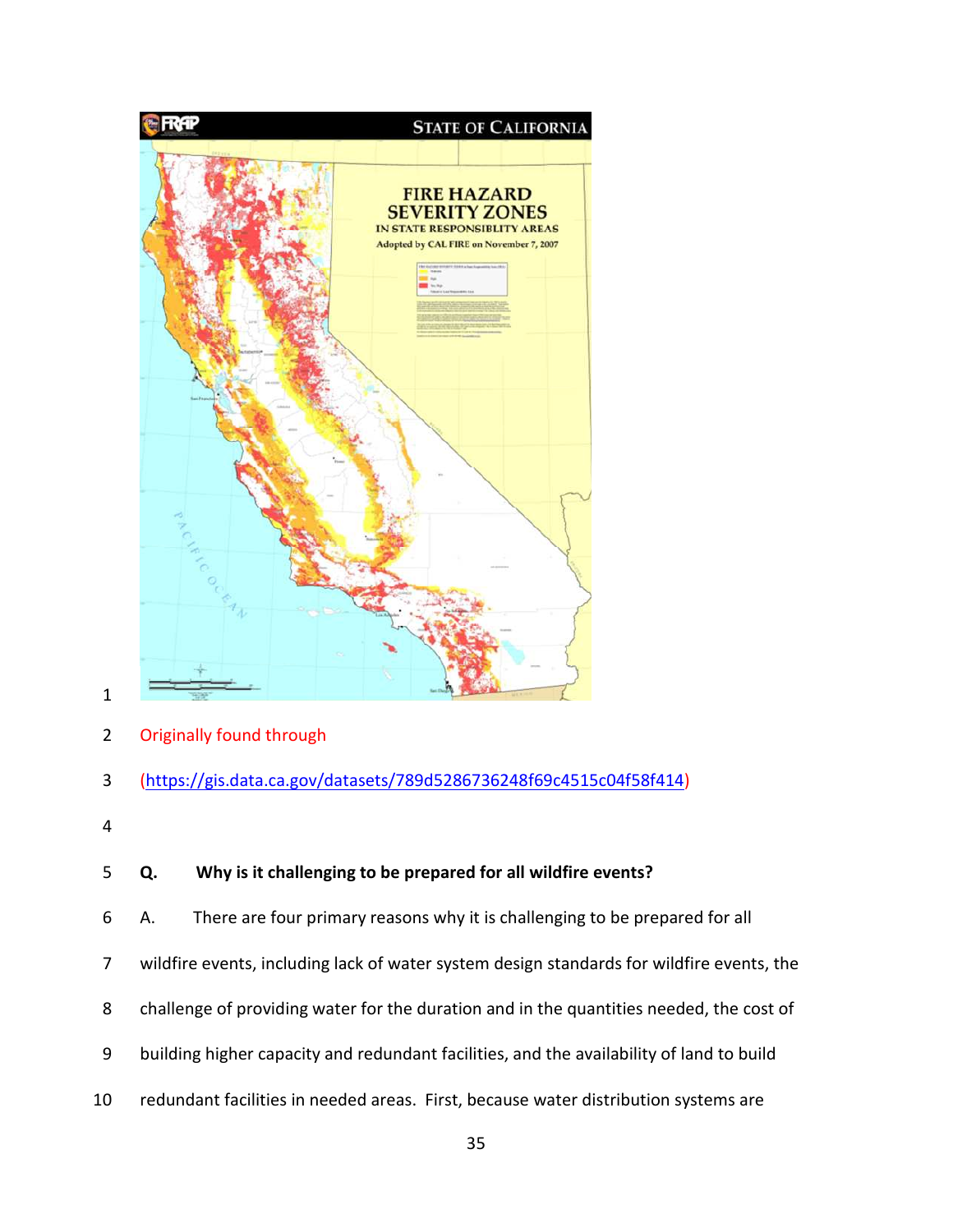Originally found through

(https://gis.data.ca.gov/datasets/789d5286736248f69c4515c04f58f414)

**Q. Why is it challenging to be prepared for all wildfire events?**

A. There are four primary reasons why it is challenging to be prepared for all wildfire events, including lack of water system design standards for wildfire events, the challenge of providing water for the duration and in the quantities needed, the cost of building higher capacity and redundant facilities, and the availability of land to build redundant facilities in needed areas. First, because water distribution systems are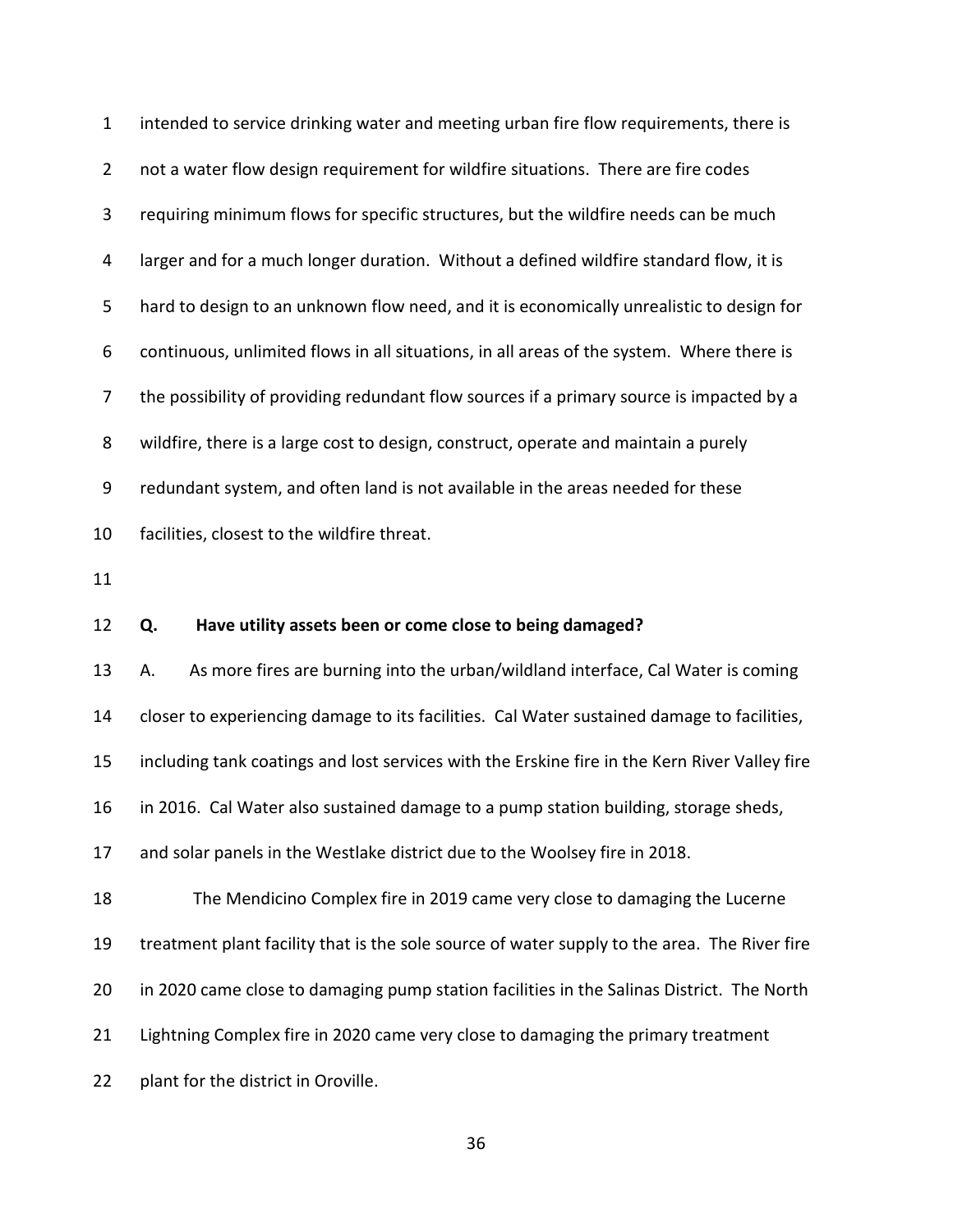intended to service drinking water and meeting urban fire flow requirements, there is not a water flow design requirement for wildfire situations. There are fire codes requiring minimum flows for specific structures, but the wildfire needs can be much larger and for a much longer duration. Without a defined wildfire standard flow, it is hard to design to an unknown flow need, and it is economically unrealistic to design for continuous, unlimited flows in all situations, in all areas of the system. Where there is the possibility of providing redundant flow sources if a primary source is impacted by a wildfire, there is a large cost to design, construct, operate and maintain a purely redundant system, and often land is not available in the areas needed for these facilities, closest to the wildfire threat.

**Q. Have utility assets been or come close to being damaged?**

A. As more fires are burning into the urban/wildland interface, Cal Water is coming closer to experiencing damage to its facilities. Cal Water sustained damage to facilities, including tank coatings and lost services with the Erskine fire in the Kern River Valley fire in 2016. Cal Water also sustained damage to a pump station building, storage sheds, and solar panels in the Westlake district due to the Woolsey fire in 2018.

The Mendicino Complex fire in 2019 came very close to damaging the Lucerne treatment plant facility that is the sole source of water supply to the area. The River fire in 2020 came close to damaging pump station facilities in the Salinas District. The North Lightning Complex fire in 2020 came very close to damaging the primary treatment plant for the district in Oroville.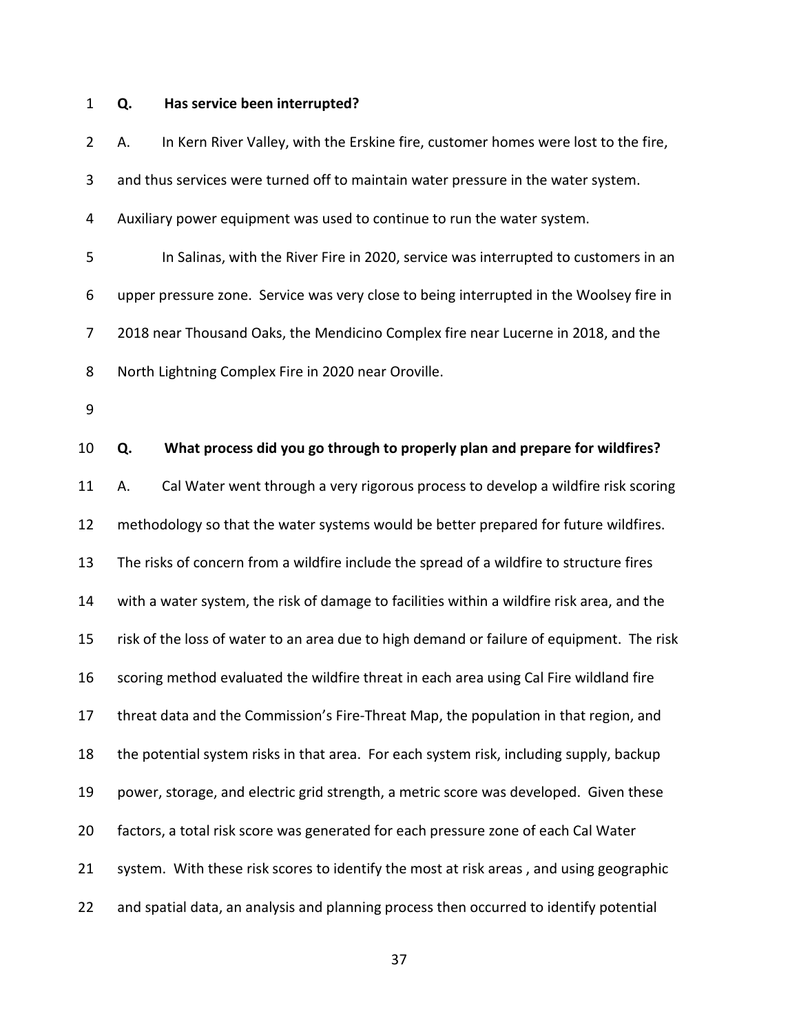**Q. Has service been interrupted?**

A. In Kern River Valley, with the Erskine fire, customer homes were lost to the fire, and thus services were turned off to maintain water pressure in the water system. Auxiliary power equipment was used to continue to run the water system.

In Salinas, with the River Fire in 2020, service was interrupted to customers in an upper pressure zone. Service was very close to being interrupted in the Woolsey fire in 2018 near Thousand Oaks, the Mendicino Complex fire near Lucerne in 2018, and the North Lightning Complex Fire in 2020 near Oroville.

**Q. What process did you go through to properly plan and prepare for wildfires?**

A. Cal Water went through a very rigorous process to develop a wildfire risk scoring methodology so that the water systems would be better prepared for future wildfires. The risks of concern from a wildfire include the spread of a wildfire to structure fires with a water system, the risk of damage to facilities within a wildfire risk area, and the risk of the loss of water to an area due to high demand or failure of equipment. The risk scoring method evaluated the wildfire threat in each area using Cal Fire wildland fire threat data and the Commission's Fire-Threat Map, the population in that region, and the potential system risks in that area. For each system risk, including supply, backup power, storage, and electric grid strength, a metric score was developed. Given these factors, a total risk score was generated for each pressure zone of each Cal Water system. With these risk scores to identify the most at risk areas , and using geographic and spatial data, an analysis and planning process then occurred to identify potential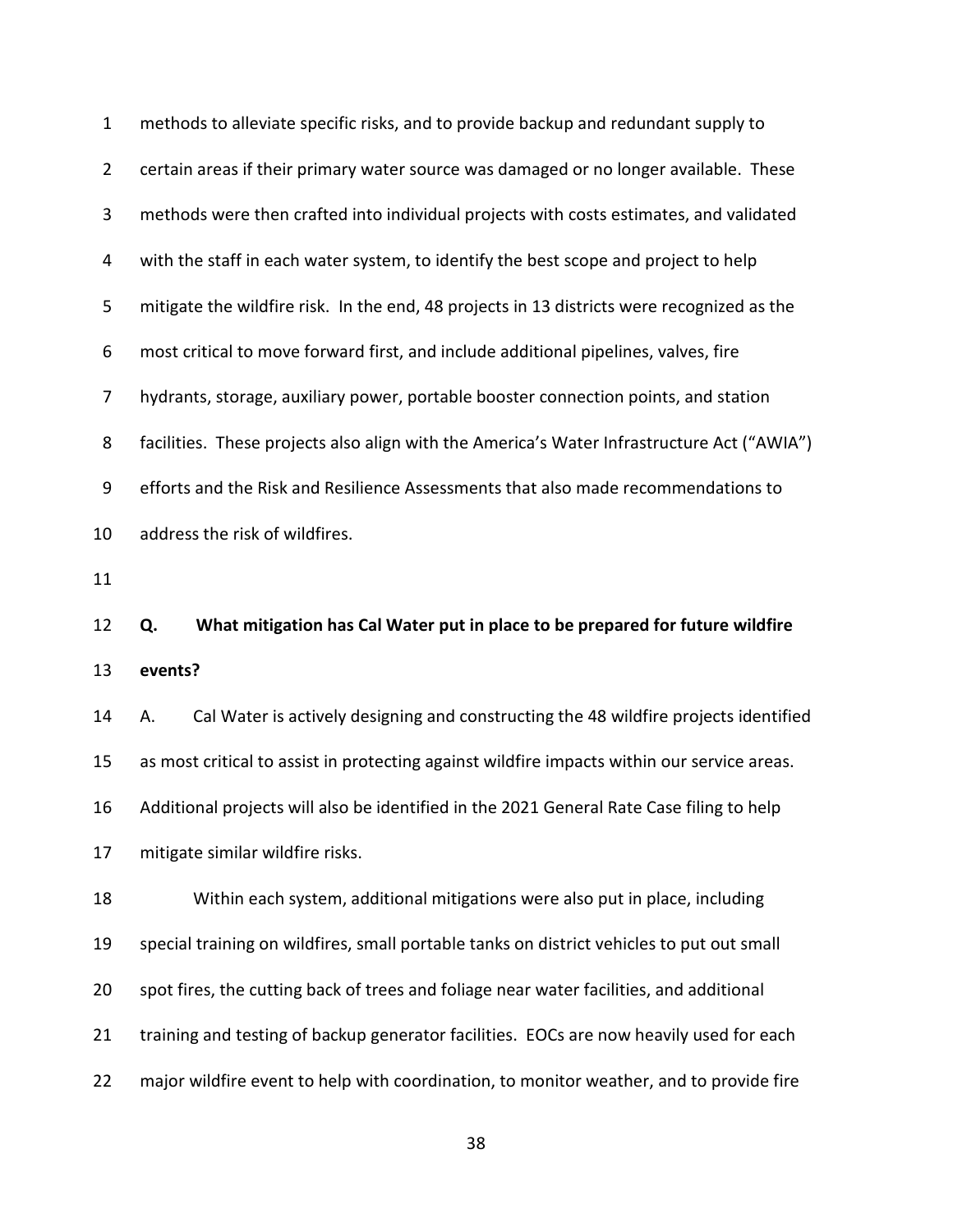methods to alleviate specific risks, and to provide backup and redundant supply to certain areas if their primary water source was damaged or no longer available. These methods were then crafted into individual projects with costs estimates, and validated with the staff in each water system, to identify the best scope and project to help mitigate the wildfire risk. In the end, 48 projects in 13 districts were recognized as the most critical to move forward first, and include additional pipelines, valves, fire hydrants, storage, auxiliary power, portable booster connection points, and station facilities. These projects also align with the America's Water Infrastructure Act ("AWIA") efforts and the Risk and Resilience Assessments that also made recommendations to address the risk of wildfires.

**Q. What mitigation has Cal Water put in place to be prepared for future wildfire events?**

A. Cal Water is actively designing and constructing the 48 wildfire projects identified as most critical to assist in protecting against wildfire impacts within our service areas. Additional projects will also be identified in the 2021 General Rate Case filing to help mitigate similar wildfire risks.

Within each system, additional mitigations were also put in place, including special training on wildfires, small portable tanks on district vehicles to put out small spot fires, the cutting back of trees and foliage near water facilities, and additional training and testing of backup generator facilities. EOCs are now heavily used for each major wildfire event to help with coordination, to monitor weather, and to provide fire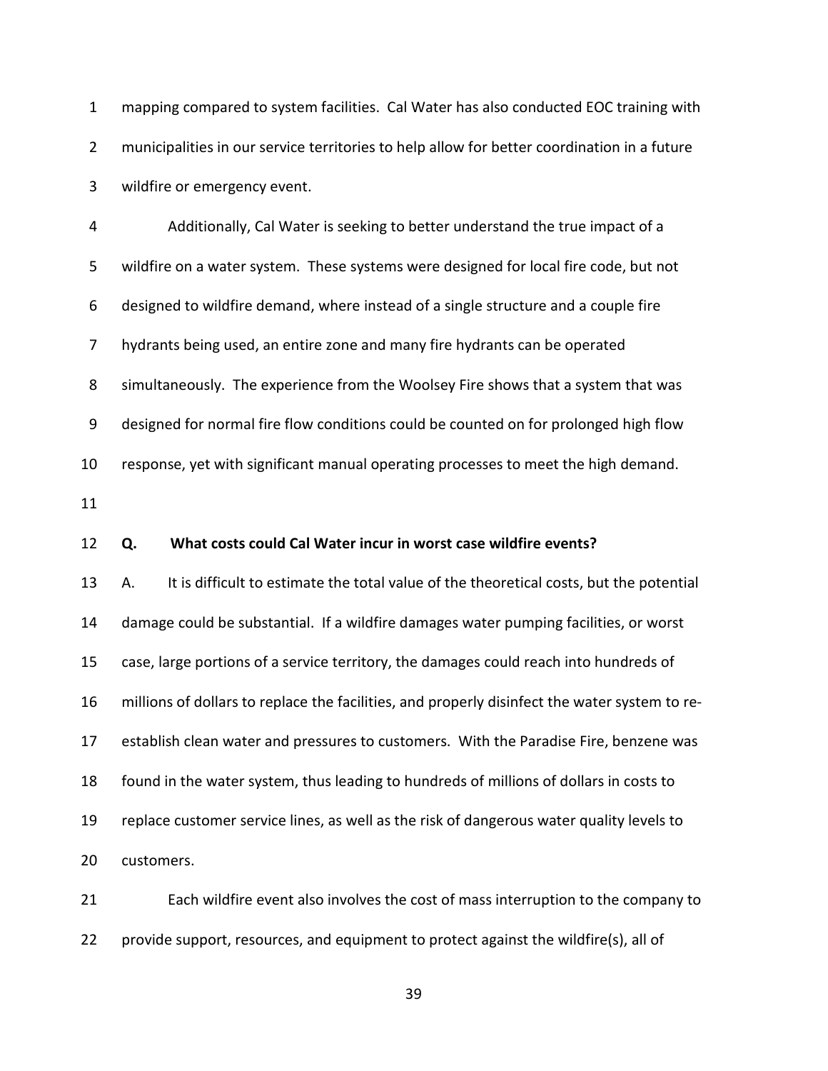mapping compared to system facilities. Cal Water has also conducted EOC training with municipalities in our service territories to help allow for better coordination in a future wildfire or emergency event.

Additionally, Cal Water is seeking to better understand the true impact of a wildfire on a water system. These systems were designed for local fire code, but not designed to wildfire demand, where instead of a single structure and a couple fire hydrants being used, an entire zone and many fire hydrants can be operated simultaneously. The experience from the Woolsey Fire shows that a system that was designed for normal fire flow conditions could be counted on for prolonged high flow response, yet with significant manual operating processes to meet the high demand.

**Q. What costs could Cal Water incur in worst case wildfire events?**

A. It is difficult to estimate the total value of the theoretical costs, but the potential damage could be substantial. If a wildfire damages water pumping facilities, or worst case, large portions of a service territory, the damages could reach into hundreds of millions of dollars to replace the facilities, and properly disinfect the water system to re-establish clean water and pressures to customers. With the Paradise Fire, benzene was found in the water system, thus leading to hundreds of millions of dollars in costs to replace customer service lines, as well as the risk of dangerous water quality levels to customers.

Each wildfire event also involves the cost of mass interruption to the company to provide support, resources, and equipment to protect against the wildfire(s), all of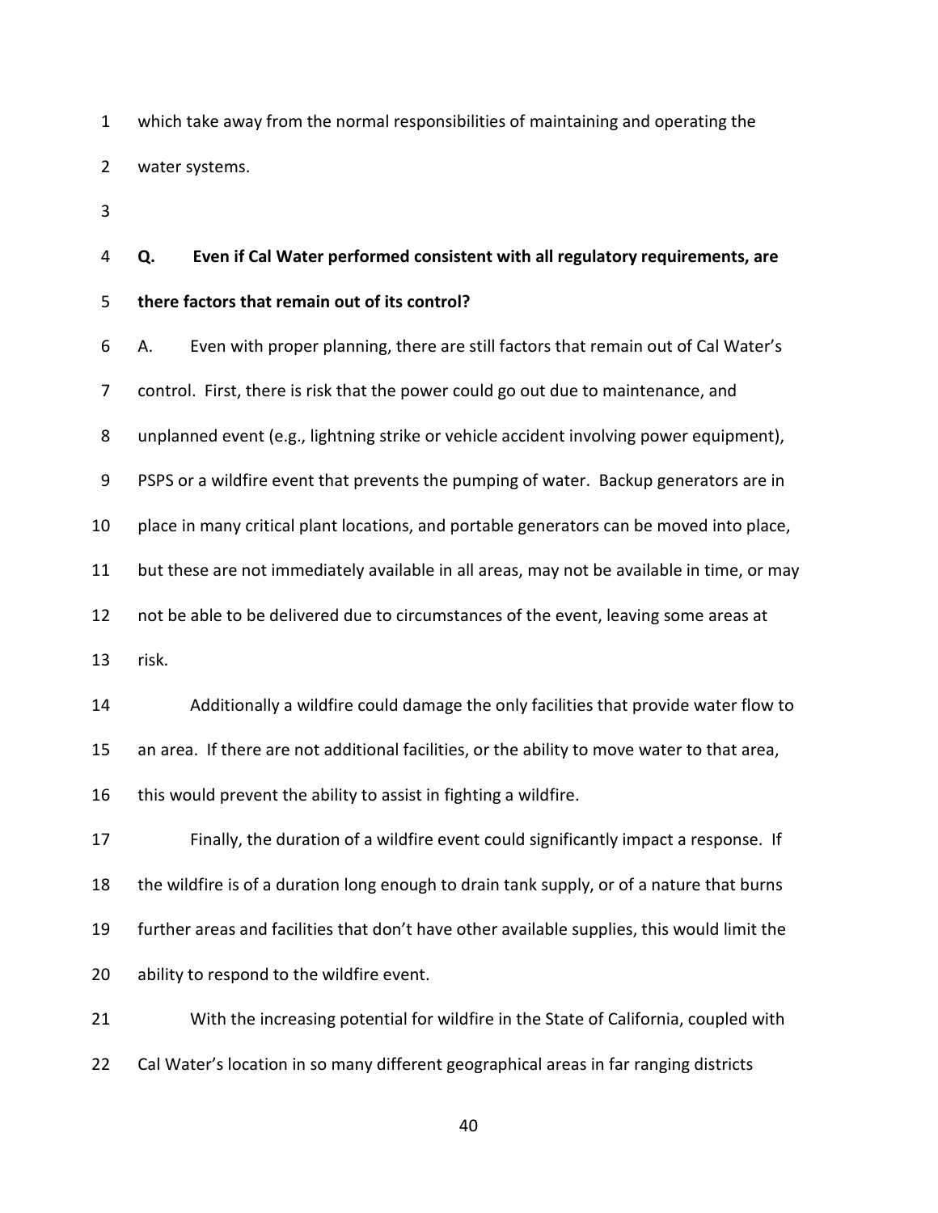which take away from the normal responsibilities of maintaining and operating the water systems.

**Q. Even if Cal Water performed consistent with all regulatory requirements, are there factors that remain out of its control?**

A. Even with proper planning, there are still factors that remain out of Cal Water's control. First, there is risk that the power could go out due to maintenance, and unplanned event (e.g., lightning strike or vehicle accident involving power equipment), PSPS or a wildfire event that prevents the pumping of water. Backup generators are in place in many critical plant locations, and portable generators can be moved into place, but these are not immediately available in all areas, may not be available in time, or may not be able to be delivered due to circumstances of the event, leaving some areas at risk.

Additionally a wildfire could damage the only facilities that provide water flow to an area. If there are not additional facilities, or the ability to move water to that area, this would prevent the ability to assist in fighting a wildfire.

Finally, the duration of a wildfire event could significantly impact a response. If the wildfire is of a duration long enough to drain tank supply, or of a nature that burns further areas and facilities that don't have other available supplies, this would limit the ability to respond to the wildfire event.

With the increasing potential for wildfire in the State of California, coupled with Cal Water's location in so many different geographical areas in far ranging districts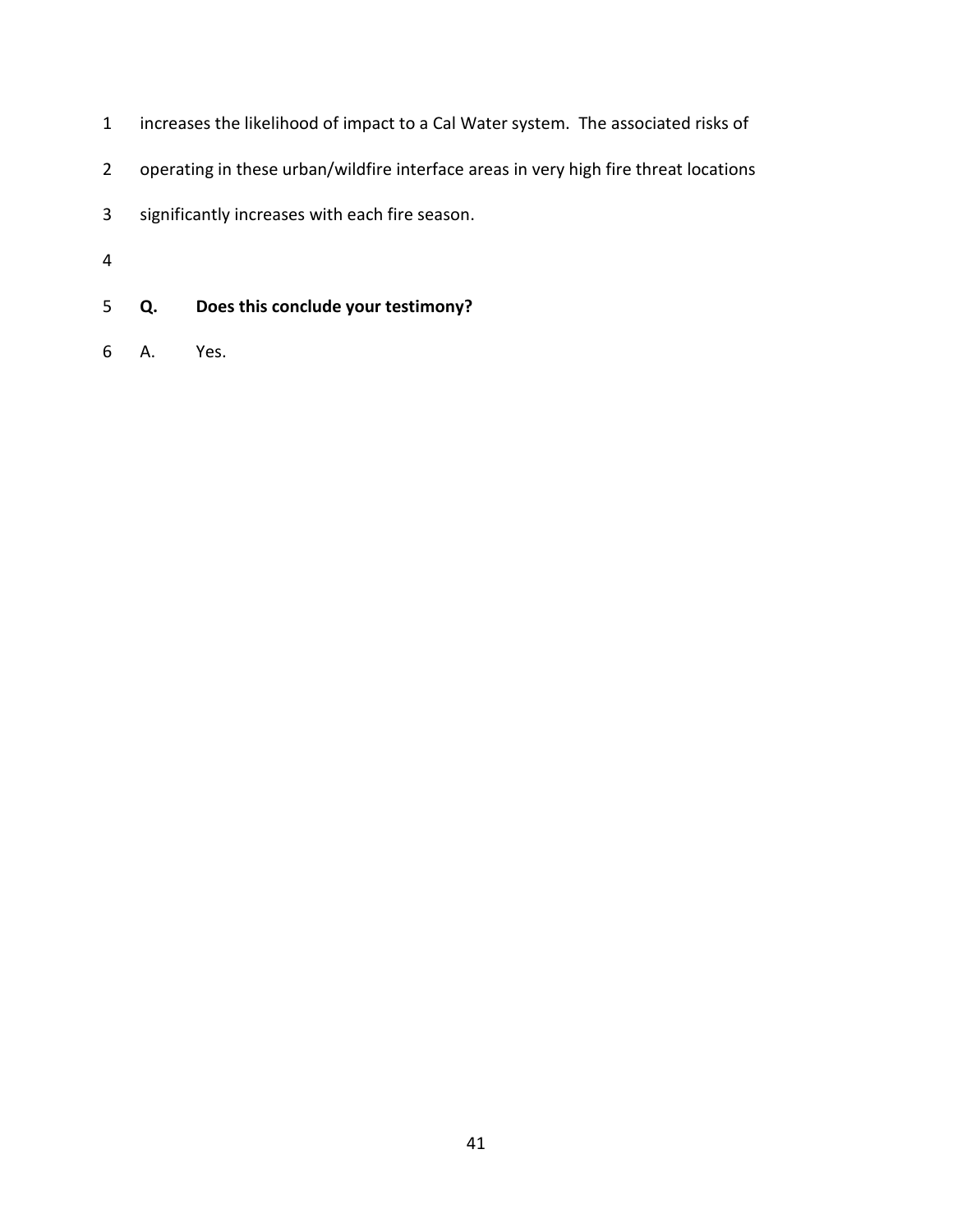increases the likelihood of impact to a Cal Water system. The associated risks of operating in these urban/wildfire interface areas in very high fire threat locations significantly increases with each fire season.

**Q. Does this conclude your testimony?**

A. Yes.